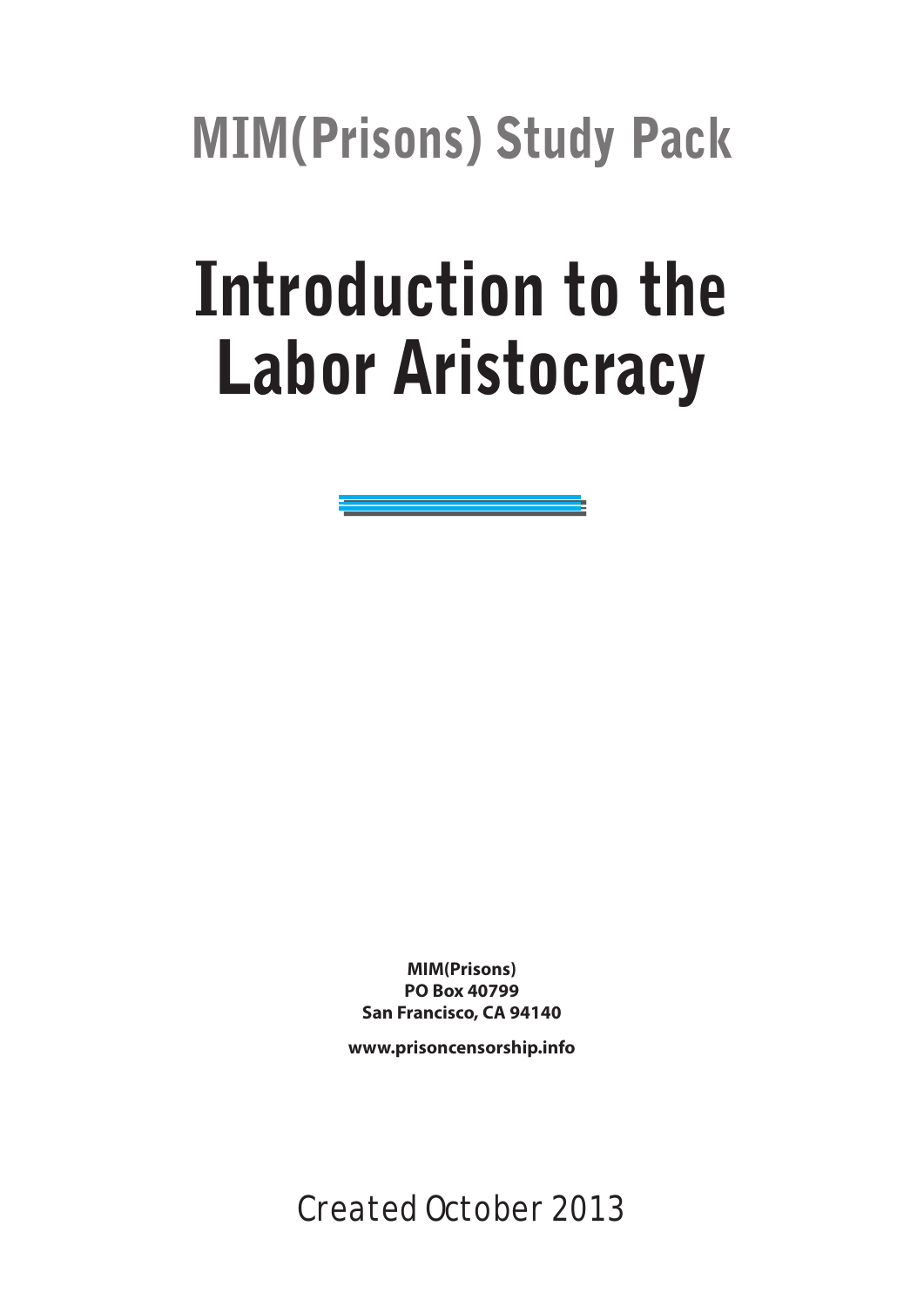## MIM(Prisons) Study Pack

# Introduction to the Labor Aristocracy

**MIM(Prisons)**
**PO Box 40799**
**San Francisco, CA 94140**

**www.prisoncensorship.info**

Created October 2013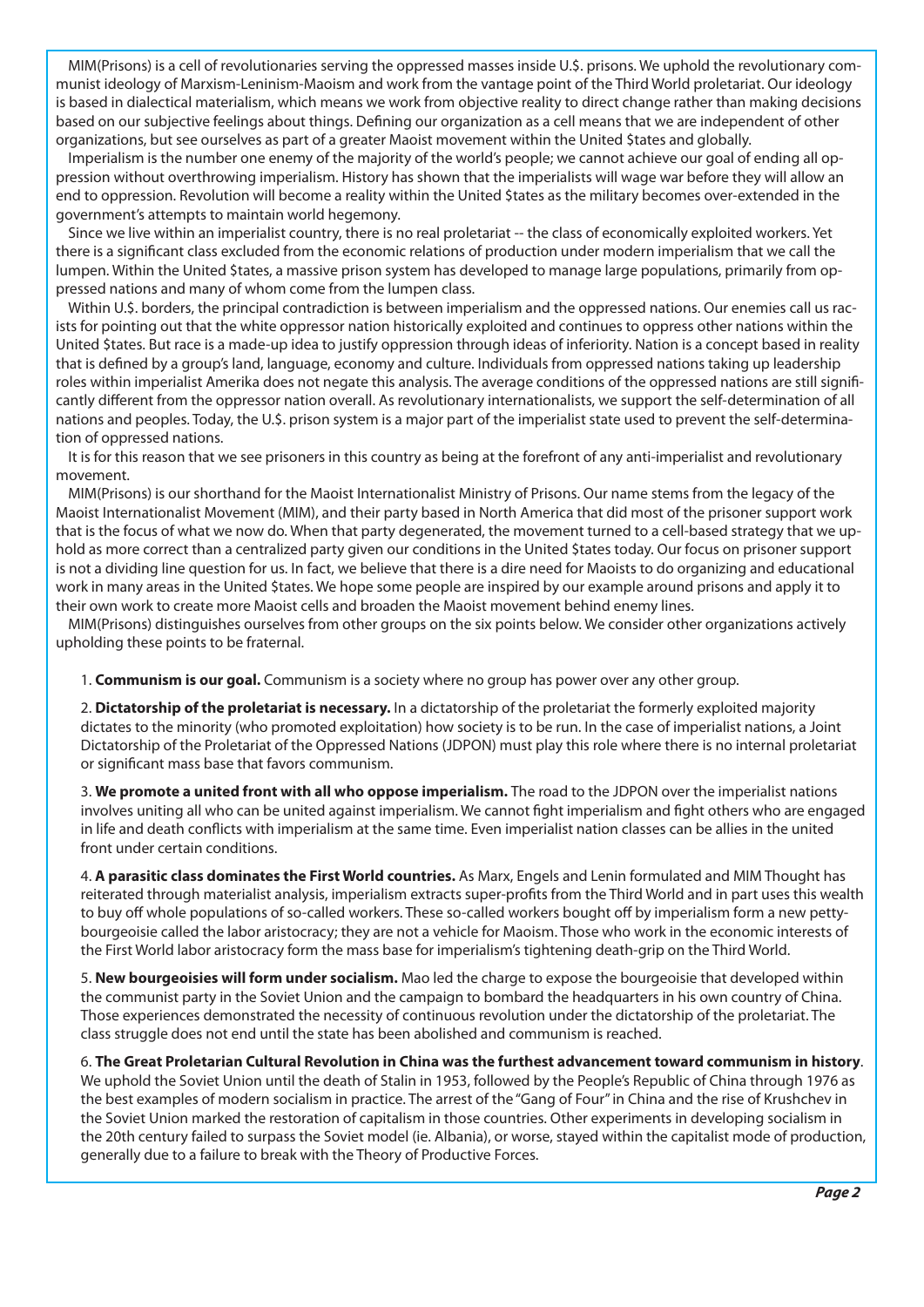MIM(Prisons) is a cell of revolutionaries serving the oppressed masses inside U.$. prisons. We uphold the revolutionary communist ideology of Marxism-Leninism-Maoism and work from the vantage point of the Third World proletariat. Our ideology is based in dialectical materialism, which means we work from objective reality to direct change rather than making decisions based on our subjective feelings about things. Defining our organization as a cell means that we are independent of other organizations, but see ourselves as part of a greater Maoist movement within the United $tates and globally.

Imperialism is the number one enemy of the majority of the world's people; we cannot achieve our goal of ending all oppression without overthrowing imperialism. History has shown that the imperialists will wage war before they will allow an end to oppression. Revolution will become a reality within the United $tates as the military becomes over-extended in the government's attempts to maintain world hegemony.

Since we live within an imperialist country, there is no real proletariat -- the class of economically exploited workers. Yet there is a significant class excluded from the economic relations of production under modern imperialism that we call the lumpen. Within the United $tates, a massive prison system has developed to manage large populations, primarily from oppressed nations and many of whom come from the lumpen class.

Within U.$. borders, the principal contradiction is between imperialism and the oppressed nations. Our enemies call us racists for pointing out that the white oppressor nation historically exploited and continues to oppress other nations within the United $tates. But race is a made-up idea to justify oppression through ideas of inferiority. Nation is a concept based in reality that is defined by a group's land, language, economy and culture. Individuals from oppressed nations taking up leadership roles within imperialist Amerika does not negate this analysis. The average conditions of the oppressed nations are still significantly different from the oppressor nation overall. As revolutionary internationalists, we support the self-determination of all nations and peoples. Today, the U.$. prison system is a major part of the imperialist state used to prevent the self-determination of oppressed nations.

It is for this reason that we see prisoners in this country as being at the forefront of any anti-imperialist and revolutionary movement.

MIM(Prisons) is our shorthand for the Maoist Internationalist Ministry of Prisons. Our name stems from the legacy of the Maoist Internationalist Movement (MIM), and their party based in North America that did most of the prisoner support work that is the focus of what we now do. When that party degenerated, the movement turned to a cell-based strategy that we uphold as more correct than a centralized party given our conditions in the United $tates today. Our focus on prisoner support is not a dividing line question for us. In fact, we believe that there is a dire need for Maoists to do organizing and educational work in many areas in the United $tates. We hope some people are inspired by our example around prisons and apply it to their own work to create more Maoist cells and broaden the Maoist movement behind enemy lines.

MIM(Prisons) distinguishes ourselves from other groups on the six points below. We consider other organizations actively upholding these points to be fraternal.

1. **Communism is our goal.** Communism is a society where no group has power over any other group.

2. **Dictatorship of the proletariat is necessary.** In a dictatorship of the proletariat the formerly exploited majority dictates to the minority (who promoted exploitation) how society is to be run. In the case of imperialist nations, a Joint Dictatorship of the Proletariat of the Oppressed Nations (JDPON) must play this role where there is no internal proletariat or significant mass base that favors communism.

3. **We promote a united front with all who oppose imperialism.** The road to the JDPON over the imperialist nations involves uniting all who can be united against imperialism. We cannot fight imperialism and fight others who are engaged in life and death conflicts with imperialism at the same time. Even imperialist nation classes can be allies in the united front under certain conditions.

4. **A parasitic class dominates the First World countries.** As Marx, Engels and Lenin formulated and MIM Thought has reiterated through materialist analysis, imperialism extracts super-profits from the Third World and in part uses this wealth to buy off whole populations of so-called workers. These so-called workers bought off by imperialism form a new petty-bourgeoisie called the labor aristocracy; they are not a vehicle for Maoism. Those who work in the economic interests of the First World labor aristocracy form the mass base for imperialism's tightening death-grip on the Third World.

5. **New bourgeoisies will form under socialism.** Mao led the charge to expose the bourgeoisie that developed within the communist party in the Soviet Union and the campaign to bombard the headquarters in his own country of China. Those experiences demonstrated the necessity of continuous revolution under the dictatorship of the proletariat. The class struggle does not end until the state has been abolished and communism is reached.

6. **The Great Proletarian Cultural Revolution in China was the furthest advancement toward communism in history**. We uphold the Soviet Union until the death of Stalin in 1953, followed by the People's Republic of China through 1976 as the best examples of modern socialism in practice. The arrest of the "Gang of Four" in China and the rise of Krushchev in the Soviet Union marked the restoration of capitalism in those countries. Other experiments in developing socialism in the 20th century failed to surpass the Soviet model (ie. Albania), or worse, stayed within the capitalist mode of production, generally due to a failure to break with the Theory of Productive Forces.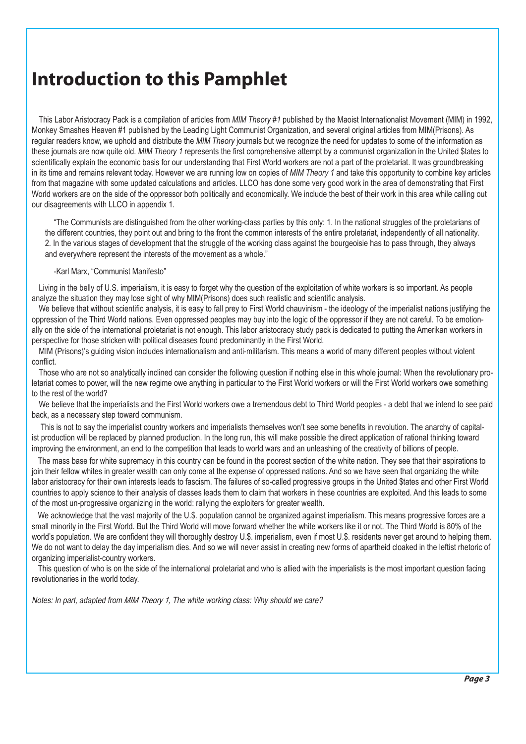# Introduction to this Pamphlet

This Labor Aristocracy Pack is a compilation of articles from *MIM Theory #1* published by the Maoist Internationalist Movement (MIM) in 1992, Monkey Smashes Heaven #1 published by the Leading Light Communist Organization, and several original articles from MIM(Prisons). As regular readers know, we uphold and distribute the *MIM Theory* journals but we recognize the need for updates to some of the information as these journals are now quite old. *MIM Theory 1* represents the first comprehensive attempt by a communist organization in the United $tates to scientifically explain the economic basis for our understanding that First World workers are not a part of the proletariat. It was groundbreaking in its time and remains relevant today. However we are running low on copies of *MIM Theory 1* and take this opportunity to combine key articles from that magazine with some updated calculations and articles. LLCO has done some very good work in the area of demonstrating that First World workers are on the side of the oppressor both politically and economically. We include the best of their work in this area while calling out our disagreements with LLCO in appendix 1.

> "The Communists are distinguished from the other working-class parties by this only: 1. In the national struggles of the proletarians of the different countries, they point out and bring to the front the common interests of the entire proletariat, independently of all nationality. 2. In the various stages of development that the struggle of the working class against the bourgeoisie has to pass through, they always and everywhere represent the interests of the movement as a whole."
>
> -Karl Marx, "Communist Manifesto"

Living in the belly of U.S. imperialism, it is easy to forget why the question of the exploitation of white workers is so important. As people analyze the situation they may lose sight of why MIM(Prisons) does such realistic and scientific analysis.

We believe that without scientific analysis, it is easy to fall prey to First World chauvinism - the ideology of the imperialist nations justifying the oppression of the Third World nations. Even oppressed peoples may buy into the logic of the oppressor if they are not careful. To be emotionally on the side of the international proletariat is not enough. This labor aristocracy study pack is dedicated to putting the Amerikan workers in perspective for those stricken with political diseases found predominantly in the First World.

MIM (Prisons)'s guiding vision includes internationalism and anti-militarism. This means a world of many different peoples without violent conflict.

Those who are not so analytically inclined can consider the following question if nothing else in this whole journal: When the revolutionary proletariat comes to power, will the new regime owe anything in particular to the First World workers or will the First World workers owe something to the rest of the world?

We believe that the imperialists and the First World workers owe a tremendous debt to Third World peoples - a debt that we intend to see paid back, as a necessary step toward communism.

This is not to say the imperialist country workers and imperialists themselves won't see some benefits in revolution. The anarchy of capitalist production will be replaced by planned production. In the long run, this will make possible the direct application of rational thinking toward improving the environment, an end to the competition that leads to world wars and an unleashing of the creativity of billions of people.

The mass base for white supremacy in this country can be found in the poorest section of the white nation. They see that their aspirations to join their fellow whites in greater wealth can only come at the expense of oppressed nations. And so we have seen that organizing the white labor aristocracy for their own interests leads to fascism. The failures of so-called progressive groups in the United $tates and other First World countries to apply science to their analysis of classes leads them to claim that workers in these countries are exploited. And this leads to some of the most un-progressive organizing in the world: rallying the exploiters for greater wealth.

We acknowledge that the vast majority of the U.$. population cannot be organized against imperialism. This means progressive forces are a small minority in the First World. But the Third World will move forward whether the white workers like it or not. The Third World is 80% of the world's population. We are confident they will thoroughly destroy U.$. imperialism, even if most U.$. residents never get around to helping them. We do not want to delay the day imperialism dies. And so we will never assist in creating new forms of apartheid cloaked in the leftist rhetoric of organizing imperialist-country workers.

This question of who is on the side of the international proletariat and who is allied with the imperialists is the most important question facing revolutionaries in the world today.

*Notes: In part, adapted from MIM Theory 1, The white working class: Why should we care?*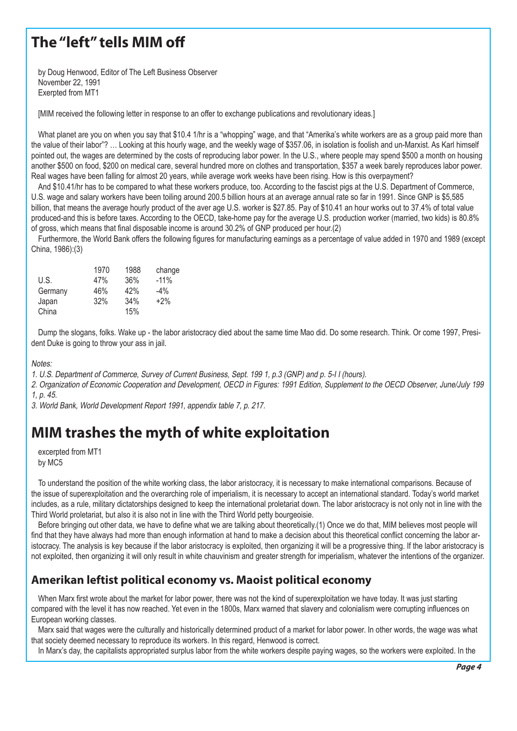# The "left" tells MIM off

by Doug Henwood, Editor of The Left Business Observer
November 22, 1991
Exerpted from MT1

[MIM received the following letter in response to an offer to exchange publications and revolutionary ideas.]

What planet are you on when you say that $10.4 1/hr is a "whopping" wage, and that "Amerika's white workers are as a group paid more than the value of their labor"? … Looking at this hourly wage, and the weekly wage of $357.06, in isolation is foolish and un-Marxist. As Karl himself pointed out, the wages are determined by the costs of reproducing labor power. In the U.S., where people may spend $500 a month on housing another $500 on food, $200 on medical care, several hundred more on clothes and transportation, $357 a week barely reproduces labor power. Real wages have been falling for almost 20 years, while average work weeks have been rising. How is this overpayment?

And $10.41/hr has to be compared to what these workers produce, too. According to the fascist pigs at the U.S. Department of Commerce, U.S. wage and salary workers have been toiling around 200.5 billion hours at an average annual rate so far in 1991. Since GNP is $5,585 billion, that means the average hourly product of the aver age U.S. worker is $27.85. Pay of $10.41 an hour works out to 37.4% of total value produced-and this is before taxes. According to the OECD, take-home pay for the average U.S. production worker (married, two kids) is 80.8% of gross, which means that final disposable income is around 30.2% of GNP produced per hour.(2)

Furthermore, the World Bank offers the following figures for manufacturing earnings as a percentage of value added in 1970 and 1989 (except China, 1986):(3)

| | 1970 | 1988 | change |
|---|---|---|---|
| U.S. | 47% | 36% | -11% |
| Germany | 46% | 42% | -4% |
| Japan | 32% | 34% | +2% |
| China | | 15% | |

Dump the slogans, folks. Wake up - the labor aristocracy died about the same time Mao did. Do some research. Think. Or come 1997, President Duke is going to throw your ass in jail.

*Notes:*

*1. U.S. Department of Commerce, Survey of Current Business, Sept. 199 1, p.3 (GNP) and p. 5-l I (hours).*

*2. Organization of Economic Cooperation and Development, OECD in Figures: 1991 Edition, Supplement to the OECD Observer, June/July 199 1, p. 45.*

*3. World Bank, World Development Report 1991, appendix table 7, p. 217.*

# MIM trashes the myth of white exploitation

excerpted from MT1
by MC5

To understand the position of the white working class, the labor aristocracy, it is necessary to make international comparisons. Because of the issue of superexploitation and the overarching role of imperialism, it is necessary to accept an international standard. Today's world market includes, as a rule, military dictatorships designed to keep the international proletariat down. The labor aristocracy is not only not in line with the Third World proletariat, but also it is also not in line with the Third World petty bourgeoisie.

Before bringing out other data, we have to define what we are talking about theoretically.(1) Once we do that, MIM believes most people will find that they have always had more than enough information at hand to make a decision about this theoretical conflict concerning the labor aristocracy. The analysis is key because if the labor aristocracy is exploited, then organizing it will be a progressive thing. If the labor aristocracy is not exploited, then organizing it will only result in white chauvinism and greater strength for imperialism, whatever the intentions of the organizer.

## Amerikan leftist political economy vs. Maoist political economy

When Marx first wrote about the market for labor power, there was not the kind of superexploitation we have today. It was just starting compared with the level it has now reached. Yet even in the 1800s, Marx warned that slavery and colonialism were corrupting influences on European working classes.

Marx said that wages were the culturally and historically determined product of a market for labor power. In other words, the wage was what that society deemed necessary to reproduce its workers. In this regard, Henwood is correct.

In Marx's day, the capitalists appropriated surplus labor from the white workers despite paying wages, so the workers were exploited. In the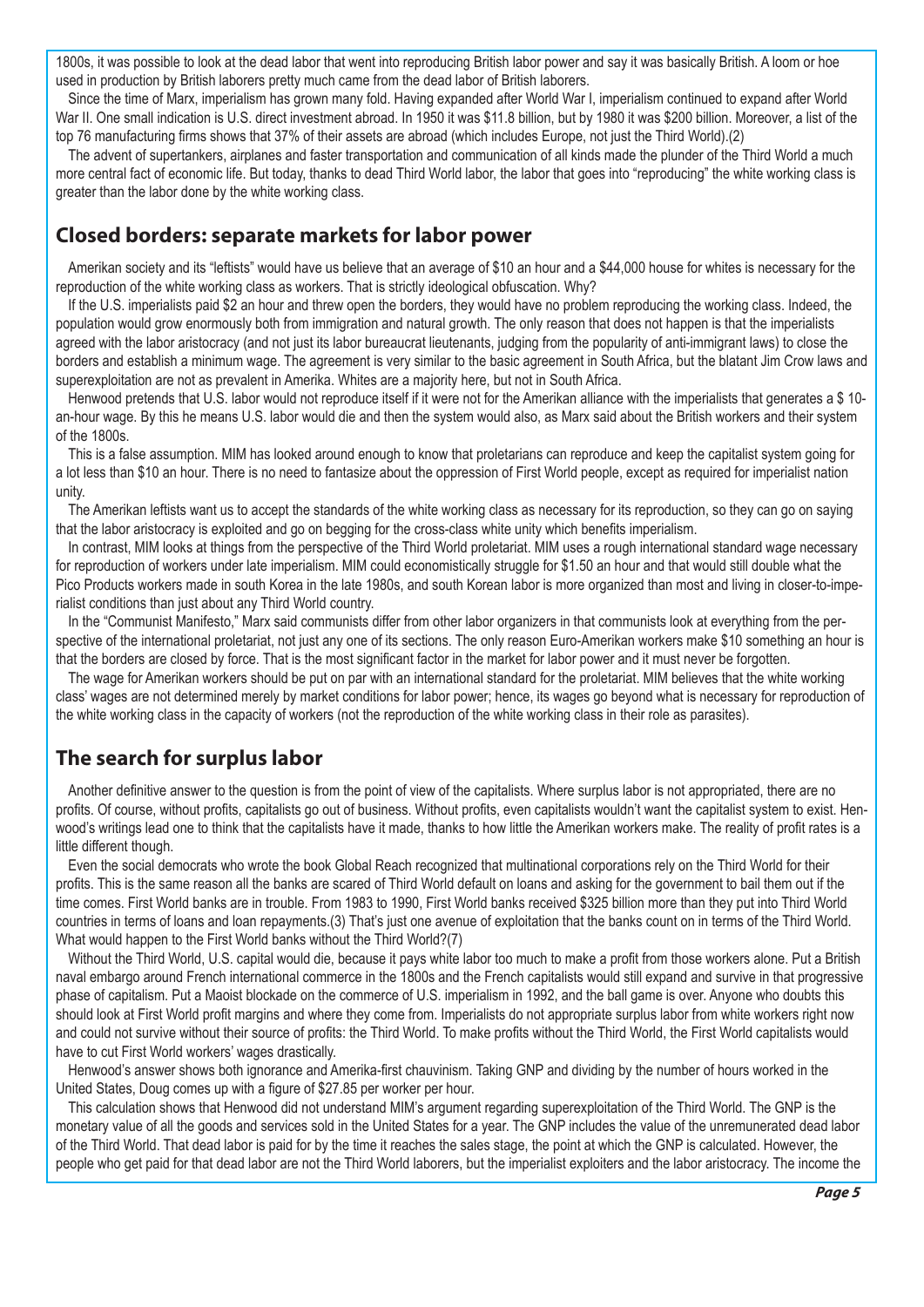1800s, it was possible to look at the dead labor that went into reproducing British labor power and say it was basically British. A loom or hoe used in production by British laborers pretty much came from the dead labor of British laborers.

Since the time of Marx, imperialism has grown many fold. Having expanded after World War I, imperialism continued to expand after World War II. One small indication is U.S. direct investment abroad. In 1950 it was $11.8 billion, but by 1980 it was $200 billion. Moreover, a list of the top 76 manufacturing firms shows that 37% of their assets are abroad (which includes Europe, not just the Third World).(2)

The advent of supertankers, airplanes and faster transportation and communication of all kinds made the plunder of the Third World a much more central fact of economic life. But today, thanks to dead Third World labor, the labor that goes into "reproducing" the white working class is greater than the labor done by the white working class.

## Closed borders: separate markets for labor power

Amerikan society and its "leftists" would have us believe that an average of $10 an hour and a $44,000 house for whites is necessary for the reproduction of the white working class as workers. That is strictly ideological obfuscation. Why?

If the U.S. imperialists paid $2 an hour and threw open the borders, they would have no problem reproducing the working class. Indeed, the population would grow enormously both from immigration and natural growth. The only reason that does not happen is that the imperialists agreed with the labor aristocracy (and not just its labor bureaucrat lieutenants, judging from the popularity of anti-immigrant laws) to close the borders and establish a minimum wage. The agreement is very similar to the basic agreement in South Africa, but the blatant Jim Crow laws and superexploitation are not as prevalent in Amerika. Whites are a majority here, but not in South Africa.

Henwood pretends that U.S. labor would not reproduce itself if it were not for the Amerikan alliance with the imperialists that generates a $ 10-an-hour wage. By this he means U.S. labor would die and then the system would also, as Marx said about the British workers and their system of the 1800s.

This is a false assumption. MIM has looked around enough to know that proletarians can reproduce and keep the capitalist system going for a lot less than $10 an hour. There is no need to fantasize about the oppression of First World people, except as required for imperialist nation unity.

The Amerikan leftists want us to accept the standards of the white working class as necessary for its reproduction, so they can go on saying that the labor aristocracy is exploited and go on begging for the cross-class white unity which benefits imperialism.

In contrast, MIM looks at things from the perspective of the Third World proletariat. MIM uses a rough international standard wage necessary for reproduction of workers under late imperialism. MIM could economistically struggle for $1.50 an hour and that would still double what the Pico Products workers made in south Korea in the late 1980s, and south Korean labor is more organized than most and living in closer-to-imperialist conditions than just about any Third World country.

In the "Communist Manifesto," Marx said communists differ from other labor organizers in that communists look at everything from the perspective of the international proletariat, not just any one of its sections. The only reason Euro-Amerikan workers make $10 something an hour is that the borders are closed by force. That is the most significant factor in the market for labor power and it must never be forgotten.

The wage for Amerikan workers should be put on par with an international standard for the proletariat. MIM believes that the white working class' wages are not determined merely by market conditions for labor power; hence, its wages go beyond what is necessary for reproduction of the white working class in the capacity of workers (not the reproduction of the white working class in their role as parasites).

## The search for surplus labor

Another definitive answer to the question is from the point of view of the capitalists. Where surplus labor is not appropriated, there are no profits. Of course, without profits, capitalists go out of business. Without profits, even capitalists wouldn't want the capitalist system to exist. Henwood's writings lead one to think that the capitalists have it made, thanks to how little the Amerikan workers make. The reality of profit rates is a little different though.

Even the social democrats who wrote the book Global Reach recognized that multinational corporations rely on the Third World for their profits. This is the same reason all the banks are scared of Third World default on loans and asking for the government to bail them out if the time comes. First World banks are in trouble. From 1983 to 1990, First World banks received $325 billion more than they put into Third World countries in terms of loans and loan repayments.(3) That's just one avenue of exploitation that the banks count on in terms of the Third World. What would happen to the First World banks without the Third World?(7)

Without the Third World, U.S. capital would die, because it pays white labor too much to make a profit from those workers alone. Put a British naval embargo around French international commerce in the 1800s and the French capitalists would still expand and survive in that progressive phase of capitalism. Put a Maoist blockade on the commerce of U.S. imperialism in 1992, and the ball game is over. Anyone who doubts this should look at First World profit margins and where they come from. Imperialists do not appropriate surplus labor from white workers right now and could not survive without their source of profits: the Third World. To make profits without the Third World, the First World capitalists would have to cut First World workers' wages drastically.

Henwood's answer shows both ignorance and Amerika-first chauvinism. Taking GNP and dividing by the number of hours worked in the United States, Doug comes up with a figure of $27.85 per worker per hour.

This calculation shows that Henwood did not understand MIM's argument regarding superexploitation of the Third World. The GNP is the monetary value of all the goods and services sold in the United States for a year. The GNP includes the value of the unremunerated dead labor of the Third World. That dead labor is paid for by the time it reaches the sales stage, the point at which the GNP is calculated. However, the people who get paid for that dead labor are not the Third World laborers, but the imperialist exploiters and the labor aristocracy. The income the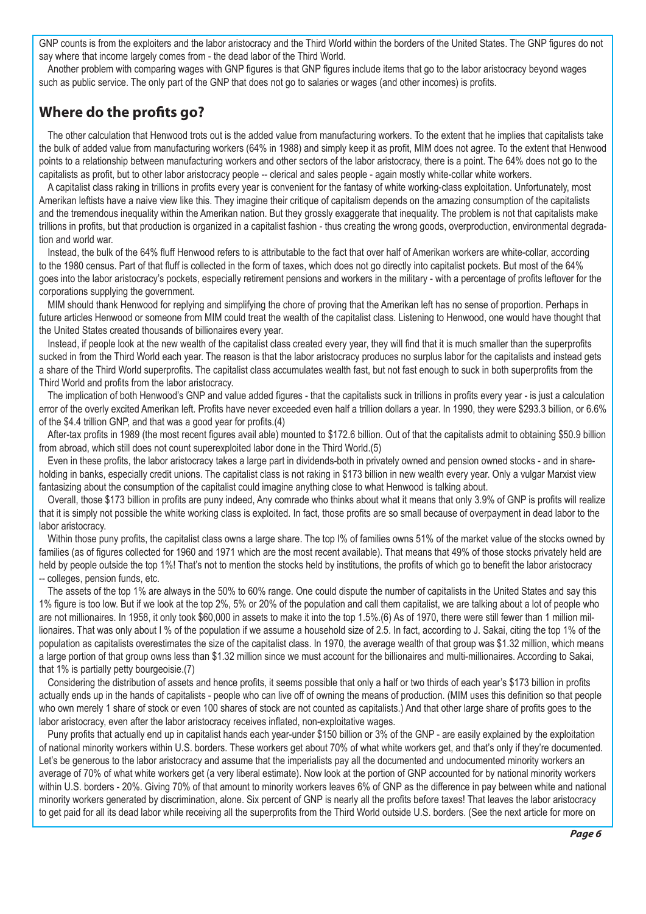GNP counts is from the exploiters and the labor aristocracy and the Third World within the borders of the United States. The GNP figures do not say where that income largely comes from - the dead labor of the Third World.

Another problem with comparing wages with GNP figures is that GNP figures include items that go to the labor aristocracy beyond wages such as public service. The only part of the GNP that does not go to salaries or wages (and other incomes) is profits.

## Where do the profits go?

The other calculation that Henwood trots out is the added value from manufacturing workers. To the extent that he implies that capitalists take the bulk of added value from manufacturing workers (64% in 1988) and simply keep it as profit, MIM does not agree. To the extent that Henwood points to a relationship between manufacturing workers and other sectors of the labor aristocracy, there is a point. The 64% does not go to the capitalists as profit, but to other labor aristocracy people -- clerical and sales people - again mostly white-collar white workers.

A capitalist class raking in trillions in profits every year is convenient for the fantasy of white working-class exploitation. Unfortunately, most Amerikan leftists have a naive view like this. They imagine their critique of capitalism depends on the amazing consumption of the capitalists and the tremendous inequality within the Amerikan nation. But they grossly exaggerate that inequality. The problem is not that capitalists make trillions in profits, but that production is organized in a capitalist fashion - thus creating the wrong goods, overproduction, environmental degradation and world war.

Instead, the bulk of the 64% fluff Henwood refers to is attributable to the fact that over half of Amerikan workers are white-collar, according to the 1980 census. Part of that fluff is collected in the form of taxes, which does not go directly into capitalist pockets. But most of the 64% goes into the labor aristocracy's pockets, especially retirement pensions and workers in the military - with a percentage of profits leftover for the corporations supplying the government.

MIM should thank Henwood for replying and simplifying the chore of proving that the Amerikan left has no sense of proportion. Perhaps in future articles Henwood or someone from MIM could treat the wealth of the capitalist class. Listening to Henwood, one would have thought that the United States created thousands of billionaires every year.

Instead, if people look at the new wealth of the capitalist class created every year, they will find that it is much smaller than the superprofits sucked in from the Third World each year. The reason is that the labor aristocracy produces no surplus labor for the capitalists and instead gets a share of the Third World superprofits. The capitalist class accumulates wealth fast, but not fast enough to suck in both superprofits from the Third World and profits from the labor aristocracy.

The implication of both Henwood's GNP and value added figures - that the capitalists suck in trillions in profits every year - is just a calculation error of the overly excited Amerikan left. Profits have never exceeded even half a trillion dollars a year. In 1990, they were $293.3 billion, or 6.6% of the $4.4 trillion GNP, and that was a good year for profits.(4)

After-tax profits in 1989 (the most recent figures avail able) mounted to $172.6 billion. Out of that the capitalists admit to obtaining $50.9 billion from abroad, which still does not count superexploited labor done in the Third World.(5)

Even in these profits, the labor aristocracy takes a large part in dividends-both in privately owned and pension owned stocks - and in share-holding in banks, especially credit unions. The capitalist class is not raking in $173 billion in new wealth every year. Only a vulgar Marxist view fantasizing about the consumption of the capitalist could imagine anything close to what Henwood is talking about.

Overall, those $173 billion in profits are puny indeed, Any comrade who thinks about what it means that only 3.9% of GNP is profits will realize that it is simply not possible the white working class is exploited. In fact, those profits are so small because of overpayment in dead labor to the labor aristocracy.

Within those puny profits, the capitalist class owns a large share. The top l% of families owns 51% of the market value of the stocks owned by families (as of figures collected for 1960 and 1971 which are the most recent available). That means that 49% of those stocks privately held are held by people outside the top 1%! That's not to mention the stocks held by institutions, the profits of which go to benefit the labor aristocracy -- colleges, pension funds, etc.

The assets of the top 1% are always in the 50% to 60% range. One could dispute the number of capitalists in the United States and say this 1% figure is too low. But if we look at the top 2%, 5% or 20% of the population and call them capitalist, we are talking about a lot of people who are not millionaires. In 1958, it only took $60,000 in assets to make it into the top 1.5%.(6) As of 1970, there were still fewer than 1 million millionaires. That was only about l % of the population if we assume a household size of 2.5. In fact, according to J. Sakai, citing the top 1% of the population as capitalists overestimates the size of the capitalist class. In 1970, the average wealth of that group was $1.32 million, which means a large portion of that group owns less than $1.32 million since we must account for the billionaires and multi-millionaires. According to Sakai, that 1% is partially petty bourgeoisie.(7)

Considering the distribution of assets and hence profits, it seems possible that only a half or two thirds of each year's $173 billion in profits actually ends up in the hands of capitalists - people who can live off of owning the means of production. (MIM uses this definition so that people who own merely 1 share of stock or even 100 shares of stock are not counted as capitalists.) And that other large share of profits goes to the labor aristocracy, even after the labor aristocracy receives inflated, non-exploitative wages.

Puny profits that actually end up in capitalist hands each year-under $150 billion or 3% of the GNP - are easily explained by the exploitation of national minority workers within U.S. borders. These workers get about 70% of what white workers get, and that's only if they're documented. Let's be generous to the labor aristocracy and assume that the imperialists pay all the documented and undocumented minority workers an average of 70% of what white workers get (a very liberal estimate). Now look at the portion of GNP accounted for by national minority workers within U.S. borders - 20%. Giving 70% of that amount to minority workers leaves 6% of GNP as the difference in pay between white and national minority workers generated by discrimination, alone. Six percent of GNP is nearly all the profits before taxes! That leaves the labor aristocracy to get paid for all its dead labor while receiving all the superprofits from the Third World outside U.S. borders. (See the next article for more on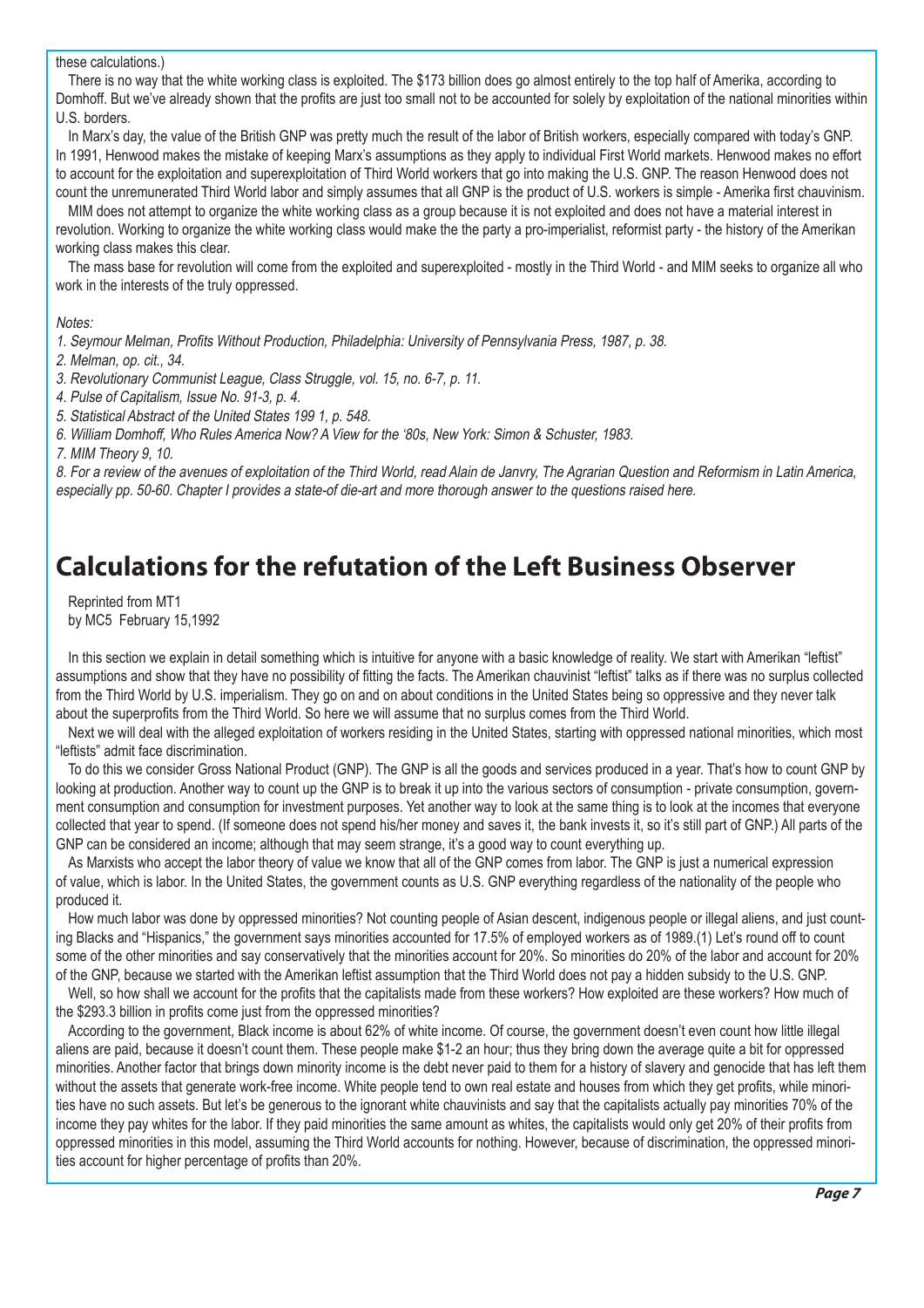these calculations.)

There is no way that the white working class is exploited. The $173 billion does go almost entirely to the top half of Amerika, according to Domhoff. But we've already shown that the profits are just too small not to be accounted for solely by exploitation of the national minorities within U.S. borders.

In Marx's day, the value of the British GNP was pretty much the result of the labor of British workers, especially compared with today's GNP. In 1991, Henwood makes the mistake of keeping Marx's assumptions as they apply to individual First World markets. Henwood makes no effort to account for the exploitation and superexploitation of Third World workers that go into making the U.S. GNP. The reason Henwood does not count the unremunerated Third World labor and simply assumes that all GNP is the product of U.S. workers is simple - Amerika first chauvinism.

MIM does not attempt to organize the white working class as a group because it is not exploited and does not have a material interest in revolution. Working to organize the white working class would make the the party a pro-imperialist, reformist party - the history of the Amerikan working class makes this clear.

The mass base for revolution will come from the exploited and superexploited - mostly in the Third World - and MIM seeks to organize all who work in the interests of the truly oppressed.

*Notes:*

*1. Seymour Melman, Profits Without Production, Philadelphia: University of Pennsylvania Press, 1987, p. 38.*

*2. Melman, op. cit., 34.*

*3. Revolutionary Communist League, Class Struggle, vol. 15, no. 6-7, p. 11.*

*4. Pulse of Capitalism, Issue No. 91-3, p. 4.*

*5. Statistical Abstract of the United States 199 1, p. 548.*

*6. William Domhoff, Who Rules America Now? A View for the '80s, New York: Simon & Schuster, 1983.*

*7. MIM Theory 9, 10.*

*8. For a review of the avenues of exploitation of the Third World, read Alain de Janvry, The Agrarian Question and Reformism in Latin America, especially pp. 50-60. Chapter I provides a state-of die-art and more thorough answer to the questions raised here.*

# Calculations for the refutation of the Left Business Observer

Reprinted from MT1
by MC5 February 15,1992

In this section we explain in detail something which is intuitive for anyone with a basic knowledge of reality. We start with Amerikan "leftist" assumptions and show that they have no possibility of fitting the facts. The Amerikan chauvinist "leftist" talks as if there was no surplus collected from the Third World by U.S. imperialism. They go on and on about conditions in the United States being so oppressive and they never talk about the superprofits from the Third World. So here we will assume that no surplus comes from the Third World.

Next we will deal with the alleged exploitation of workers residing in the United States, starting with oppressed national minorities, which most "leftists" admit face discrimination.

To do this we consider Gross National Product (GNP). The GNP is all the goods and services produced in a year. That's how to count GNP by looking at production. Another way to count up the GNP is to break it up into the various sectors of consumption - private consumption, government consumption and consumption for investment purposes. Yet another way to look at the same thing is to look at the incomes that everyone collected that year to spend. (If someone does not spend his/her money and saves it, the bank invests it, so it's still part of GNP.) All parts of the GNP can be considered an income; although that may seem strange, it's a good way to count everything up.

As Marxists who accept the labor theory of value we know that all of the GNP comes from labor. The GNP is just a numerical expression of value, which is labor. In the United States, the government counts as U.S. GNP everything regardless of the nationality of the people who produced it.

How much labor was done by oppressed minorities? Not counting people of Asian descent, indigenous people or illegal aliens, and just counting Blacks and "Hispanics," the government says minorities accounted for 17.5% of employed workers as of 1989.(1) Let's round off to count some of the other minorities and say conservatively that the minorities account for 20%. So minorities do 20% of the labor and account for 20% of the GNP, because we started with the Amerikan leftist assumption that the Third World does not pay a hidden subsidy to the U.S. GNP.

Well, so how shall we account for the profits that the capitalists made from these workers? How exploited are these workers? How much of the $293.3 billion in profits come just from the oppressed minorities?

According to the government, Black income is about 62% of white income. Of course, the government doesn't even count how little illegal aliens are paid, because it doesn't count them. These people make $1-2 an hour; thus they bring down the average quite a bit for oppressed minorities. Another factor that brings down minority income is the debt never paid to them for a history of slavery and genocide that has left them without the assets that generate work-free income. White people tend to own real estate and houses from which they get profits, while minorities have no such assets. But let's be generous to the ignorant white chauvinists and say that the capitalists actually pay minorities 70% of the income they pay whites for the labor. If they paid minorities the same amount as whites, the capitalists would only get 20% of their profits from oppressed minorities in this model, assuming the Third World accounts for nothing. However, because of discrimination, the oppressed minorities account for higher percentage of profits than 20%.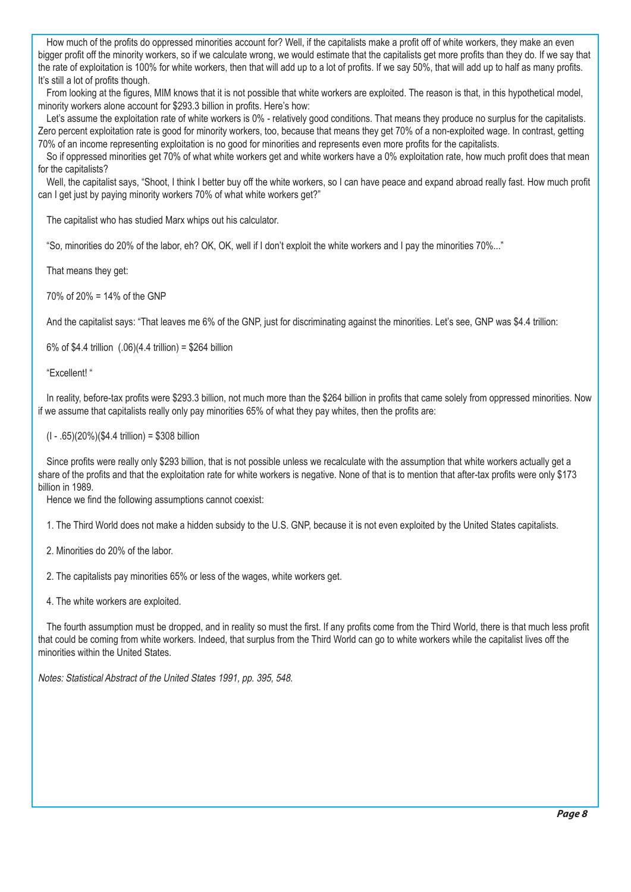How much of the profits do oppressed minorities account for? Well, if the capitalists make a profit off of white workers, they make an even bigger profit off the minority workers, so if we calculate wrong, we would estimate that the capitalists get more profits than they do. If we say that the rate of exploitation is 100% for white workers, then that will add up to a lot of profits. If we say 50%, that will add up to half as many profits. It's still a lot of profits though.

From looking at the figures, MIM knows that it is not possible that white workers are exploited. The reason is that, in this hypothetical model, minority workers alone account for $293.3 billion in profits. Here's how:

Let's assume the exploitation rate of white workers is 0% - relatively good conditions. That means they produce no surplus for the capitalists. Zero percent exploitation rate is good for minority workers, too, because that means they get 70% of a non-exploited wage. In contrast, getting 70% of an income representing exploitation is no good for minorities and represents even more profits for the capitalists.

So if oppressed minorities get 70% of what white workers get and white workers have a 0% exploitation rate, how much profit does that mean for the capitalists?

Well, the capitalist says, "Shoot, I think I better buy off the white workers, so I can have peace and expand abroad really fast. How much profit can I get just by paying minority workers 70% of what white workers get?"

The capitalist who has studied Marx whips out his calculator.

"So, minorities do 20% of the labor, eh? OK, OK, well if I don't exploit the white workers and I pay the minorities 70%..."

That means they get:

70% of 20% = 14% of the GNP

And the capitalist says: "That leaves me 6% of the GNP, just for discriminating against the minorities. Let's see, GNP was $4.4 trillion:

6% of $4.4 trillion  (.06)(4.4 trillion) = $264 billion

"Excellent! "

In reality, before-tax profits were $293.3 billion, not much more than the $264 billion in profits that came solely from oppressed minorities. Now if we assume that capitalists really only pay minorities 65% of what they pay whites, then the profits are:

(l - .65)(20%)($4.4 trillion) = $308 billion

Since profits were really only $293 billion, that is not possible unless we recalculate with the assumption that white workers actually get a share of the profits and that the exploitation rate for white workers is negative. None of that is to mention that after-tax profits were only $173 billion in 1989.

Hence we find the following assumptions cannot coexist:

1. The Third World does not make a hidden subsidy to the U.S. GNP, because it is not even exploited by the United States capitalists.

2. Minorities do 20% of the labor.

2. The capitalists pay minorities 65% or less of the wages, white workers get.

4. The white workers are exploited.

The fourth assumption must be dropped, and in reality so must the first. If any profits come from the Third World, there is that much less profit that could be coming from white workers. Indeed, that surplus from the Third World can go to white workers while the capitalist lives off the minorities within the United States.

*Notes: Statistical Abstract of the United States 1991, pp. 395, 548.*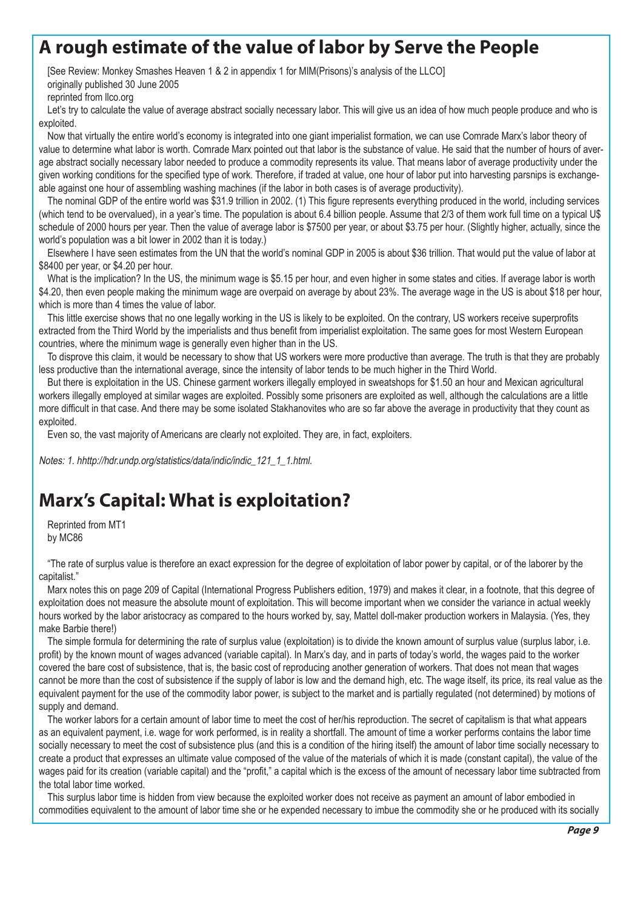## A rough estimate of the value of labor by Serve the People

[See Review: Monkey Smashes Heaven 1 & 2 in appendix 1 for MIM(Prisons)'s analysis of the LLCO]
originally published 30 June 2005
reprinted from llco.org

Let's try to calculate the value of average abstract socially necessary labor. This will give us an idea of how much people produce and who is exploited.

Now that virtually the entire world's economy is integrated into one giant imperialist formation, we can use Comrade Marx's labor theory of value to determine what labor is worth. Comrade Marx pointed out that labor is the substance of value. He said that the number of hours of average abstract socially necessary labor needed to produce a commodity represents its value. That means labor of average productivity under the given working conditions for the specified type of work. Therefore, if traded at value, one hour of labor put into harvesting parsnips is exchangeable against one hour of assembling washing machines (if the labor in both cases is of average productivity).

The nominal GDP of the entire world was $31.9 trillion in 2002. (1) This figure represents everything produced in the world, including services (which tend to be overvalued), in a year's time. The population is about 6.4 billion people. Assume that 2/3 of them work full time on a typical U$ schedule of 2000 hours per year. Then the value of average labor is $7500 per year, or about $3.75 per hour. (Slightly higher, actually, since the world's population was a bit lower in 2002 than it is today.)

Elsewhere I have seen estimates from the UN that the world's nominal GDP in 2005 is about $36 trillion. That would put the value of labor at $8400 per year, or $4.20 per hour.

What is the implication? In the US, the minimum wage is $5.15 per hour, and even higher in some states and cities. If average labor is worth $4.20, then even people making the minimum wage are overpaid on average by about 23%. The average wage in the US is about $18 per hour, which is more than 4 times the value of labor.

This little exercise shows that no one legally working in the US is likely to be exploited. On the contrary, US workers receive superprofits extracted from the Third World by the imperialists and thus benefit from imperialist exploitation. The same goes for most Western European countries, where the minimum wage is generally even higher than in the US.

To disprove this claim, it would be necessary to show that US workers were more productive than average. The truth is that they are probably less productive than the international average, since the intensity of labor tends to be much higher in the Third World.

But there is exploitation in the US. Chinese garment workers illegally employed in sweatshops for $1.50 an hour and Mexican agricultural workers illegally employed at similar wages are exploited. Possibly some prisoners are exploited as well, although the calculations are a little more difficult in that case. And there may be some isolated Stakhanovites who are so far above the average in productivity that they count as exploited.

Even so, the vast majority of Americans are clearly not exploited. They are, in fact, exploiters.

*Notes: 1. hhttp://hdr.undp.org/statistics/data/indic/indic_121_1_1.html.*

## Marx's Capital: What is exploitation?

Reprinted from MT1
by MC86

"The rate of surplus value is therefore an exact expression for the degree of exploitation of labor power by capital, or of the laborer by the capitalist."

Marx notes this on page 209 of Capital (International Progress Publishers edition, 1979) and makes it clear, in a footnote, that this degree of exploitation does not measure the absolute mount of exploitation. This will become important when we consider the variance in actual weekly hours worked by the labor aristocracy as compared to the hours worked by, say, Mattel doll-maker production workers in Malaysia. (Yes, they make Barbie there!)

The simple formula for determining the rate of surplus value (exploitation) is to divide the known amount of surplus value (surplus labor, i.e. profit) by the known mount of wages advanced (variable capital). In Marx's day, and in parts of today's world, the wages paid to the worker covered the bare cost of subsistence, that is, the basic cost of reproducing another generation of workers. That does not mean that wages cannot be more than the cost of subsistence if the supply of labor is low and the demand high, etc. The wage itself, its price, its real value as the equivalent payment for the use of the commodity labor power, is subject to the market and is partially regulated (not determined) by motions of supply and demand.

The worker labors for a certain amount of labor time to meet the cost of her/his reproduction. The secret of capitalism is that what appears as an equivalent payment, i.e. wage for work performed, is in reality a shortfall. The amount of time a worker performs contains the labor time socially necessary to meet the cost of subsistence plus (and this is a condition of the hiring itself) the amount of labor time socially necessary to create a product that expresses an ultimate value composed of the value of the materials of which it is made (constant capital), the value of the wages paid for its creation (variable capital) and the "profit," a capital which is the excess of the amount of necessary labor time subtracted from the total labor time worked.

This surplus labor time is hidden from view because the exploited worker does not receive as payment an amount of labor embodied in commodities equivalent to the amount of labor time she or he expended necessary to imbue the commodity she or he produced with its socially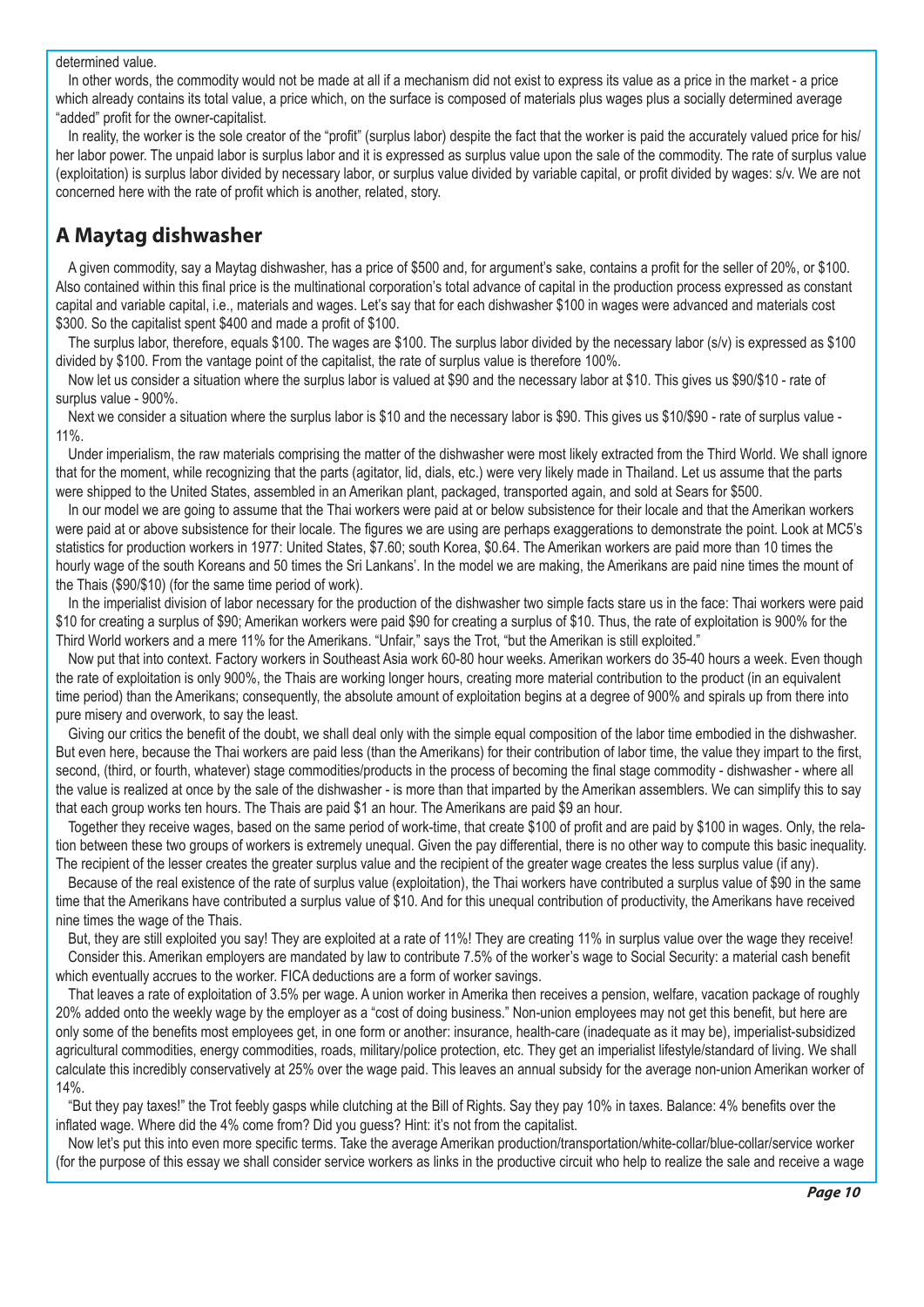determined value.

In other words, the commodity would not be made at all if a mechanism did not exist to express its value as a price in the market - a price which already contains its total value, a price which, on the surface is composed of materials plus wages plus a socially determined average "added" profit for the owner-capitalist.

In reality, the worker is the sole creator of the "profit" (surplus labor) despite the fact that the worker is paid the accurately valued price for his/her labor power. The unpaid labor is surplus labor and it is expressed as surplus value upon the sale of the commodity. The rate of surplus value (exploitation) is surplus labor divided by necessary labor, or surplus value divided by variable capital, or profit divided by wages: s/v. We are not concerned here with the rate of profit which is another, related, story.

## A Maytag dishwasher

A given commodity, say a Maytag dishwasher, has a price of $500 and, for argument's sake, contains a profit for the seller of 20%, or $100. Also contained within this final price is the multinational corporation's total advance of capital in the production process expressed as constant capital and variable capital, i.e., materials and wages. Let's say that for each dishwasher $100 in wages were advanced and materials cost $300. So the capitalist spent $400 and made a profit of $100.

The surplus labor, therefore, equals $100. The wages are $100. The surplus labor divided by the necessary labor (s/v) is expressed as $100 divided by $100. From the vantage point of the capitalist, the rate of surplus value is therefore 100%.

Now let us consider a situation where the surplus labor is valued at $90 and the necessary labor at $10. This gives us $90/$10 - rate of surplus value - 900%.

Next we consider a situation where the surplus labor is $10 and the necessary labor is $90. This gives us $10/$90 - rate of surplus value - 11%.

Under imperialism, the raw materials comprising the matter of the dishwasher were most likely extracted from the Third World. We shall ignore that for the moment, while recognizing that the parts (agitator, lid, dials, etc.) were very likely made in Thailand. Let us assume that the parts were shipped to the United States, assembled in an Amerikan plant, packaged, transported again, and sold at Sears for $500.

In our model we are going to assume that the Thai workers were paid at or below subsistence for their locale and that the Amerikan workers were paid at or above subsistence for their locale. The figures we are using are perhaps exaggerations to demonstrate the point. Look at MC5's statistics for production workers in 1977: United States, $7.60; south Korea, $0.64. The Amerikan workers are paid more than 10 times the hourly wage of the south Koreans and 50 times the Sri Lankans'. In the model we are making, the Amerikans are paid nine times the mount of the Thais ($90/$10) (for the same time period of work).

In the imperialist division of labor necessary for the production of the dishwasher two simple facts stare us in the face: Thai workers were paid $10 for creating a surplus of $90; Amerikan workers were paid $90 for creating a surplus of $10. Thus, the rate of exploitation is 900% for the Third World workers and a mere 11% for the Amerikans. "Unfair," says the Trot, "but the Amerikan is still exploited."

Now put that into context. Factory workers in Southeast Asia work 60-80 hour weeks. Amerikan workers do 35-40 hours a week. Even though the rate of exploitation is only 900%, the Thais are working longer hours, creating more material contribution to the product (in an equivalent time period) than the Amerikans; consequently, the absolute amount of exploitation begins at a degree of 900% and spirals up from there into pure misery and overwork, to say the least.

Giving our critics the benefit of the doubt, we shall deal only with the simple equal composition of the labor time embodied in the dishwasher. But even here, because the Thai workers are paid less (than the Amerikans) for their contribution of labor time, the value they impart to the first, second, (third, or fourth, whatever) stage commodities/products in the process of becoming the final stage commodity - dishwasher - where all the value is realized at once by the sale of the dishwasher - is more than that imparted by the Amerikan assemblers. We can simplify this to say that each group works ten hours. The Thais are paid $1 an hour. The Amerikans are paid $9 an hour.

Together they receive wages, based on the same period of work-time, that create $100 of profit and are paid by $100 in wages. Only, the relation between these two groups of workers is extremely unequal. Given the pay differential, there is no other way to compute this basic inequality. The recipient of the lesser creates the greater surplus value and the recipient of the greater wage creates the less surplus value (if any).

Because of the real existence of the rate of surplus value (exploitation), the Thai workers have contributed a surplus value of $90 in the same time that the Amerikans have contributed a surplus value of $10. And for this unequal contribution of productivity, the Amerikans have received nine times the wage of the Thais.

But, they are still exploited you say! They are exploited at a rate of 11%! They are creating 11% in surplus value over the wage they receive!

Consider this. Amerikan employers are mandated by law to contribute 7.5% of the worker's wage to Social Security: a material cash benefit which eventually accrues to the worker. FICA deductions are a form of worker savings.

That leaves a rate of exploitation of 3.5% per wage. A union worker in Amerika then receives a pension, welfare, vacation package of roughly 20% added onto the weekly wage by the employer as a "cost of doing business." Non-union employees may not get this benefit, but here are only some of the benefits most employees get, in one form or another: insurance, health-care (inadequate as it may be), imperialist-subsidized agricultural commodities, energy commodities, roads, military/police protection, etc. They get an imperialist lifestyle/standard of living. We shall calculate this incredibly conservatively at 25% over the wage paid. This leaves an annual subsidy for the average non-union Amerikan worker of 14%.

"But they pay taxes!" the Trot feebly gasps while clutching at the Bill of Rights. Say they pay 10% in taxes. Balance: 4% benefits over the inflated wage. Where did the 4% come from? Did you guess? Hint: it's not from the capitalist.

Now let's put this into even more specific terms. Take the average Amerikan production/transportation/white-collar/blue-collar/service worker (for the purpose of this essay we shall consider service workers as links in the productive circuit who help to realize the sale and receive a wage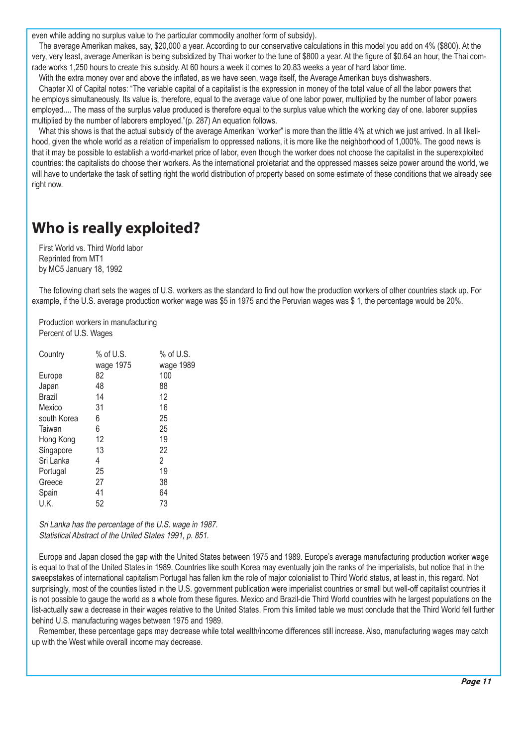even while adding no surplus value to the particular commodity another form of subsidy).

The average Amerikan makes, say, $20,000 a year. According to our conservative calculations in this model you add on 4% ($800). At the very, very least, average Amerikan is being subsidized by Thai worker to the tune of $800 a year. At the figure of $0.64 an hour, the Thai comrade works 1,250 hours to create this subsidy. At 60 hours a week it comes to 20.83 weeks a year of hard labor time.

With the extra money over and above the inflated, as we have seen, wage itself, the Average Amerikan buys dishwashers.

Chapter XI of Capital notes: "The variable capital of a capitalist is the expression in money of the total value of all the labor powers that he employs simultaneously. Its value is, therefore, equal to the average value of one labor power, multiplied by the number of labor powers employed.... The mass of the surplus value produced is therefore equal to the surplus value which the working day of one. laborer supplies multiplied by the number of laborers employed."(p. 287) An equation follows.

What this shows is that the actual subsidy of the average Amerikan "worker" is more than the little 4% at which we just arrived. In all likelihood, given the whole world as a relation of imperialism to oppressed nations, it is more like the neighborhood of 1,000%. The good news is that it may be possible to establish a world-market price of labor, even though the worker does not choose the capitalist in the superexploited countries: the capitalists do choose their workers. As the international proletariat and the oppressed masses seize power around the world, we will have to undertake the task of setting right the world distribution of property based on some estimate of these conditions that we already see right now.

## Who is really exploited?

First World vs. Third World labor
Reprinted from MT1
by MC5 January 18, 1992

The following chart sets the wages of U.S. workers as the standard to find out how the production workers of other countries stack up. For example, if the U.S. average production worker wage was $5 in 1975 and the Peruvian wages was $ 1, the percentage would be 20%.

Production workers in manufacturing
Percent of U.S. Wages

| Country | % of U.S. wage 1975 | % of U.S. wage 1989 |
|---|---|---|
| Europe | 82 | 100 |
| Japan | 48 | 88 |
| Brazil | 14 | 12 |
| Mexico | 31 | 16 |
| south Korea | 6 | 25 |
| Taiwan | 6 | 25 |
| Hong Kong | 12 | 19 |
| Singapore | 13 | 22 |
| Sri Lanka | 4 | 2 |
| Portugal | 25 | 19 |
| Greece | 27 | 38 |
| Spain | 41 | 64 |
| U.K. | 52 | 73 |

*Sri Lanka has the percentage of the U.S. wage in 1987.*
*Statistical Abstract of the United States 1991, p. 851.*

Europe and Japan closed the gap with the United States between 1975 and 1989. Europe's average manufacturing production worker wage is equal to that of the United States in 1989. Countries like south Korea may eventually join the ranks of the imperialists, but notice that in the sweepstakes of international capitalism Portugal has fallen km the role of major colonialist to Third World status, at least in, this regard. Not surprisingly, most of the counties listed in the U.S. government publication were imperialist countries or small but well-off capitalist countries it is not possible to gauge the world as a whole from these figures. Mexico and Brazil-die Third World countries with he largest populations on the list-actually saw a decrease in their wages relative to the United States. From this limited table we must conclude that the Third World fell further behind U.S. manufacturing wages between 1975 and 1989.

Remember, these percentage gaps may decrease while total wealth/income differences still increase. Also, manufacturing wages may catch up with the West while overall income may decrease.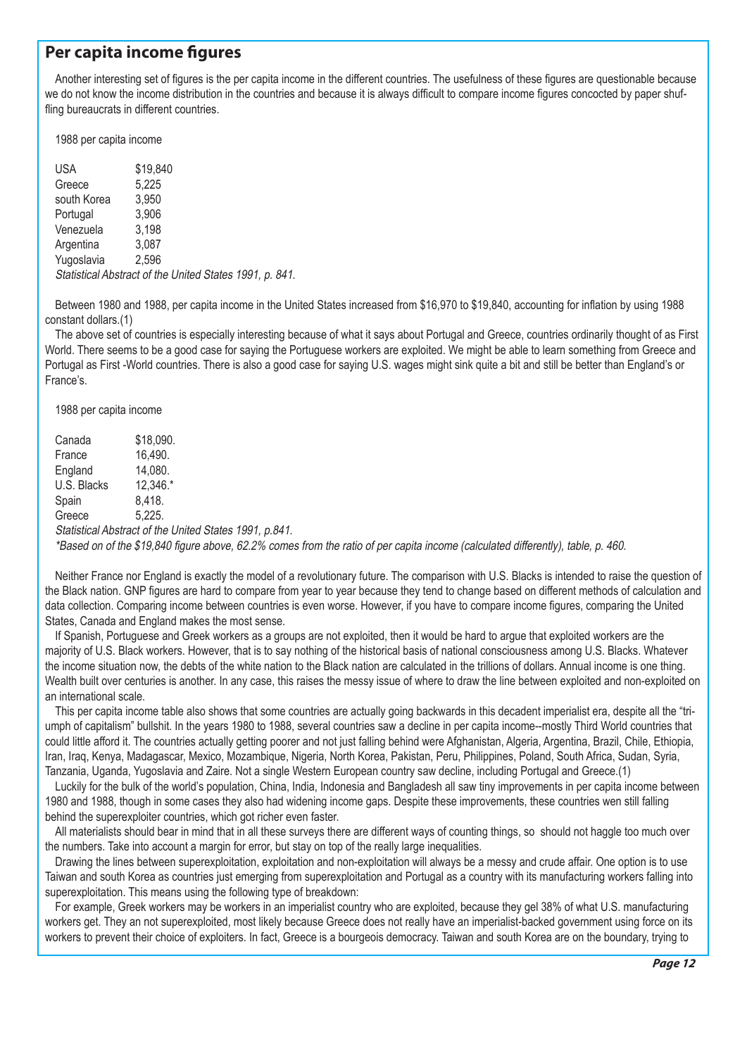## Per capita income figures

Another interesting set of figures is the per capita income in the different countries. The usefulness of these figures are questionable because we do not know the income distribution in the countries and because it is always difficult to compare income figures concocted by paper shuffling bureaucrats in different countries.

1988 per capita income

| | |
|---|---|
| USA | $19,840 |
| Greece | 5,225 |
| south Korea | 3,950 |
| Portugal | 3,906 |
| Venezuela | 3,198 |
| Argentina | 3,087 |
| Yugoslavia | 2,596 |

*Statistical Abstract of the United States 1991, p. 841.*

Between 1980 and 1988, per capita income in the United States increased from $16,970 to $19,840, accounting for inflation by using 1988 constant dollars.(1)

The above set of countries is especially interesting because of what it says about Portugal and Greece, countries ordinarily thought of as First World. There seems to be a good case for saying the Portuguese workers are exploited. We might be able to learn something from Greece and Portugal as First -World countries. There is also a good case for saying U.S. wages might sink quite a bit and still be better than England's or France's.

1988 per capita income

| | |
|---|---|
| Canada | $18,090. |
| France | 16,490. |
| England | 14,080. |
| U.S. Blacks | 12,346.* |
| Spain | 8,418. |
| Greece | 5,225. |

*Statistical Abstract of the United States 1991, p.841.*

*\*Based on of the $19,840 figure above, 62.2% comes from the ratio of per capita income (calculated differently), table, p. 460.*

Neither France nor England is exactly the model of a revolutionary future. The comparison with U.S. Blacks is intended to raise the question of the Black nation. GNP figures are hard to compare from year to year because they tend to change based on different methods of calculation and data collection. Comparing income between countries is even worse. However, if you have to compare income figures, comparing the United States, Canada and England makes the most sense.

If Spanish, Portuguese and Greek workers as a groups are not exploited, then it would be hard to argue that exploited workers are the majority of U.S. Black workers. However, that is to say nothing of the historical basis of national consciousness among U.S. Blacks. Whatever the income situation now, the debts of the white nation to the Black nation are calculated in the trillions of dollars. Annual income is one thing. Wealth built over centuries is another. In any case, this raises the messy issue of where to draw the line between exploited and non-exploited on an international scale.

This per capita income table also shows that some countries are actually going backwards in this decadent imperialist era, despite all the "triumph of capitalism" bullshit. In the years 1980 to 1988, several countries saw a decline in per capita income--mostly Third World countries that could little afford it. The countries actually getting poorer and not just falling behind were Afghanistan, Algeria, Argentina, Brazil, Chile, Ethiopia, Iran, Iraq, Kenya, Madagascar, Mexico, Mozambique, Nigeria, North Korea, Pakistan, Peru, Philippines, Poland, South Africa, Sudan, Syria, Tanzania, Uganda, Yugoslavia and Zaire. Not a single Western European country saw decline, including Portugal and Greece.(1)

Luckily for the bulk of the world's population, China, India, Indonesia and Bangladesh all saw tiny improvements in per capita income between 1980 and 1988, though in some cases they also had widening income gaps. Despite these improvements, these countries wen still falling behind the superexploiter countries, which got richer even faster.

All materialists should bear in mind that in all these surveys there are different ways of counting things, so should not haggle too much over the numbers. Take into account a margin for error, but stay on top of the really large inequalities.

Drawing the lines between superexploitation, exploitation and non-exploitation will always be a messy and crude affair. One option is to use Taiwan and south Korea as countries just emerging from superexploitation and Portugal as a country with its manufacturing workers falling into superexploitation. This means using the following type of breakdown:

For example, Greek workers may be workers in an imperialist country who are exploited, because they gel 38% of what U.S. manufacturing workers get. They an not superexploited, most likely because Greece does not really have an imperialist-backed government using force on its workers to prevent their choice of exploiters. In fact, Greece is a bourgeois democracy. Taiwan and south Korea are on the boundary, trying to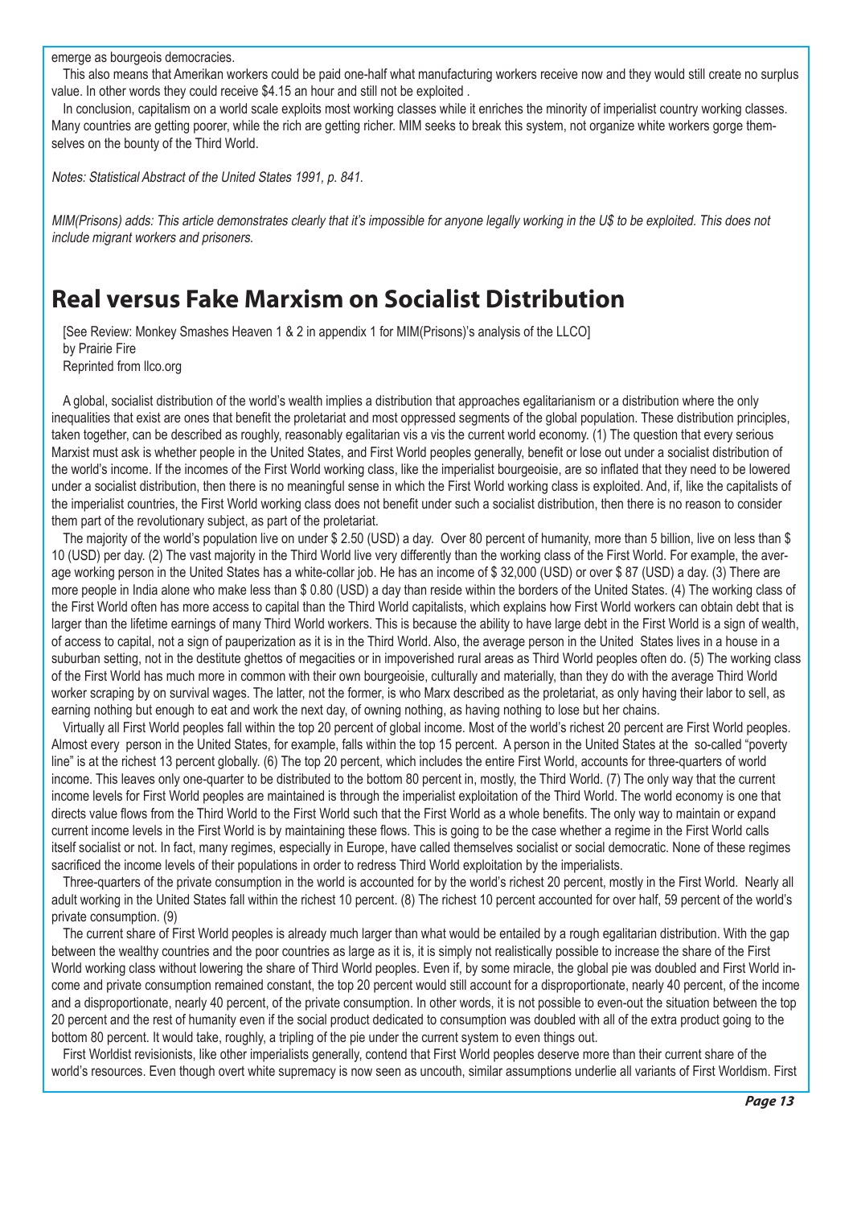emerge as bourgeois democracies.

This also means that Amerikan workers could be paid one-half what manufacturing workers receive now and they would still create no surplus value. In other words they could receive $4.15 an hour and still not be exploited .

In conclusion, capitalism on a world scale exploits most working classes while it enriches the minority of imperialist country working classes. Many countries are getting poorer, while the rich are getting richer. MIM seeks to break this system, not organize white workers gorge themselves on the bounty of the Third World.

*Notes: Statistical Abstract of the United States 1991, p. 841.*

*MIM(Prisons) adds: This article demonstrates clearly that it's impossible for anyone legally working in the U$ to be exploited. This does not include migrant workers and prisoners.*

# Real versus Fake Marxism on Socialist Distribution

[See Review: Monkey Smashes Heaven 1 & 2 in appendix 1 for MIM(Prisons)'s analysis of the LLCO]
by Prairie Fire
Reprinted from llco.org

A global, socialist distribution of the world's wealth implies a distribution that approaches egalitarianism or a distribution where the only inequalities that exist are ones that benefit the proletariat and most oppressed segments of the global population. These distribution principles, taken together, can be described as roughly, reasonably egalitarian vis a vis the current world economy. (1) The question that every serious Marxist must ask is whether people in the United States, and First World peoples generally, benefit or lose out under a socialist distribution of the world's income. If the incomes of the First World working class, like the imperialist bourgeoisie, are so inflated that they need to be lowered under a socialist distribution, then there is no meaningful sense in which the First World working class is exploited. And, if, like the capitalists of the imperialist countries, the First World working class does not benefit under such a socialist distribution, then there is no reason to consider them part of the revolutionary subject, as part of the proletariat.

The majority of the world's population live on under $ 2.50 (USD) a day. Over 80 percent of humanity, more than 5 billion, live on less than $ 10 (USD) per day. (2) The vast majority in the Third World live very differently than the working class of the First World. For example, the average working person in the United States has a white-collar job. He has an income of $ 32,000 (USD) or over $ 87 (USD) a day. (3) There are more people in India alone who make less than $ 0.80 (USD) a day than reside within the borders of the United States. (4) The working class of the First World often has more access to capital than the Third World capitalists, which explains how First World workers can obtain debt that is larger than the lifetime earnings of many Third World workers. This is because the ability to have large debt in the First World is a sign of wealth, of access to capital, not a sign of pauperization as it is in the Third World. Also, the average person in the United States lives in a house in a suburban setting, not in the destitute ghettos of megacities or in impoverished rural areas as Third World peoples often do. (5) The working class of the First World has much more in common with their own bourgeoisie, culturally and materially, than they do with the average Third World worker scraping by on survival wages. The latter, not the former, is who Marx described as the proletariat, as only having their labor to sell, as earning nothing but enough to eat and work the next day, of owning nothing, as having nothing to lose but her chains.

Virtually all First World peoples fall within the top 20 percent of global income. Most of the world's richest 20 percent are First World peoples. Almost every person in the United States, for example, falls within the top 15 percent. A person in the United States at the so-called "poverty line" is at the richest 13 percent globally. (6) The top 20 percent, which includes the entire First World, accounts for three-quarters of world income. This leaves only one-quarter to be distributed to the bottom 80 percent in, mostly, the Third World. (7) The only way that the current income levels for First World peoples are maintained is through the imperialist exploitation of the Third World. The world economy is one that directs value flows from the Third World to the First World such that the First World as a whole benefits. The only way to maintain or expand current income levels in the First World is by maintaining these flows. This is going to be the case whether a regime in the First World calls itself socialist or not. In fact, many regimes, especially in Europe, have called themselves socialist or social democratic. None of these regimes sacrificed the income levels of their populations in order to redress Third World exploitation by the imperialists.

Three-quarters of the private consumption in the world is accounted for by the world's richest 20 percent, mostly in the First World. Nearly all adult working in the United States fall within the richest 10 percent. (8) The richest 10 percent accounted for over half, 59 percent of the world's private consumption. (9)

The current share of First World peoples is already much larger than what would be entailed by a rough egalitarian distribution. With the gap between the wealthy countries and the poor countries as large as it is, it is simply not realistically possible to increase the share of the First World working class without lowering the share of Third World peoples. Even if, by some miracle, the global pie was doubled and First World income and private consumption remained constant, the top 20 percent would still account for a disproportionate, nearly 40 percent, of the income and a disproportionate, nearly 40 percent, of the private consumption. In other words, it is not possible to even-out the situation between the top 20 percent and the rest of humanity even if the social product dedicated to consumption was doubled with all of the extra product going to the bottom 80 percent. It would take, roughly, a tripling of the pie under the current system to even things out.

First Worldist revisionists, like other imperialists generally, contend that First World peoples deserve more than their current share of the world's resources. Even though overt white supremacy is now seen as uncouth, similar assumptions underlie all variants of First Worldism. First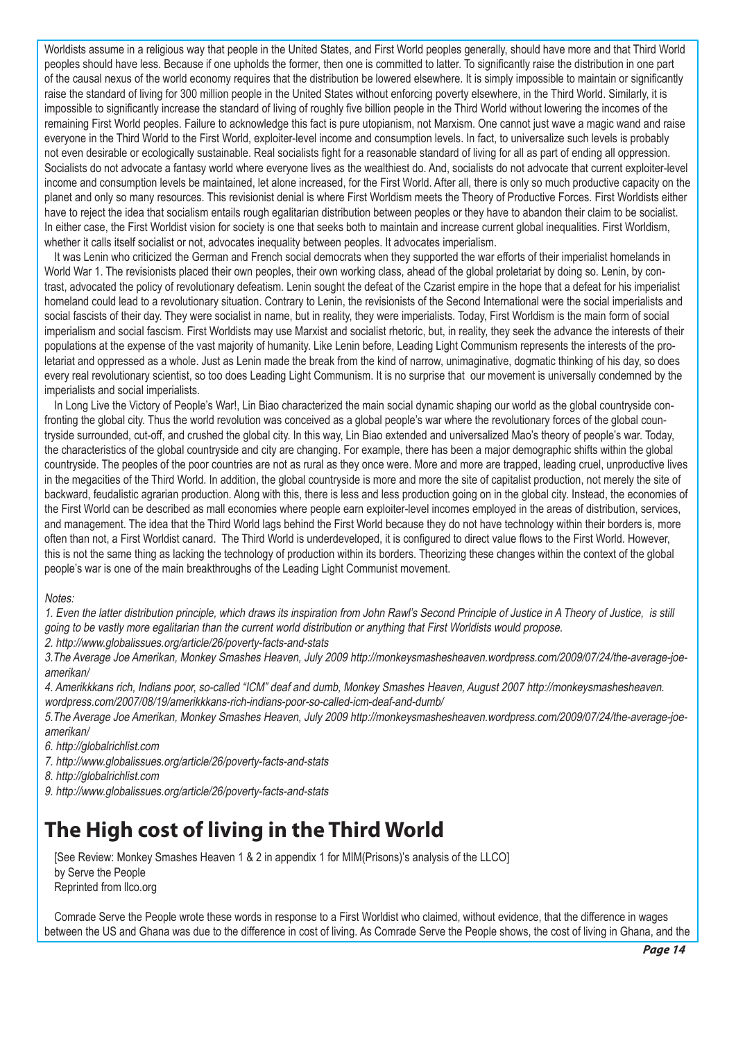Worldists assume in a religious way that people in the United States, and First World peoples generally, should have more and that Third World peoples should have less. Because if one upholds the former, then one is committed to latter. To significantly raise the distribution in one part of the causal nexus of the world economy requires that the distribution be lowered elsewhere. It is simply impossible to maintain or significantly raise the standard of living for 300 million people in the United States without enforcing poverty elsewhere, in the Third World. Similarly, it is impossible to significantly increase the standard of living of roughly five billion people in the Third World without lowering the incomes of the remaining First World peoples. Failure to acknowledge this fact is pure utopianism, not Marxism. One cannot just wave a magic wand and raise everyone in the Third World to the First World, exploiter-level income and consumption levels. In fact, to universalize such levels is probably not even desirable or ecologically sustainable. Real socialists fight for a reasonable standard of living for all as part of ending all oppression. Socialists do not advocate a fantasy world where everyone lives as the wealthiest do. And, socialists do not advocate that current exploiter-level income and consumption levels be maintained, let alone increased, for the First World. After all, there is only so much productive capacity on the planet and only so many resources. This revisionist denial is where First Worldism meets the Theory of Productive Forces. First Worldists either have to reject the idea that socialism entails rough egalitarian distribution between peoples or they have to abandon their claim to be socialist. In either case, the First Worldist vision for society is one that seeks both to maintain and increase current global inequalities. First Worldism, whether it calls itself socialist or not, advocates inequality between peoples. It advocates imperialism.

It was Lenin who criticized the German and French social democrats when they supported the war efforts of their imperialist homelands in World War 1. The revisionists placed their own peoples, their own working class, ahead of the global proletariat by doing so. Lenin, by contrast, advocated the policy of revolutionary defeatism. Lenin sought the defeat of the Czarist empire in the hope that a defeat for his imperialist homeland could lead to a revolutionary situation. Contrary to Lenin, the revisionists of the Second International were the social imperialists and social fascists of their day. They were socialist in name, but in reality, they were imperialists. Today, First Worldism is the main form of social imperialism and social fascism. First Worldists may use Marxist and socialist rhetoric, but, in reality, they seek the advance the interests of their populations at the expense of the vast majority of humanity. Like Lenin before, Leading Light Communism represents the interests of the proletariat and oppressed as a whole. Just as Lenin made the break from the kind of narrow, unimaginative, dogmatic thinking of his day, so does every real revolutionary scientist, so too does Leading Light Communism. It is no surprise that our movement is universally condemned by the imperialists and social imperialists.

In Long Live the Victory of People's War!, Lin Biao characterized the main social dynamic shaping our world as the global countryside confronting the global city. Thus the world revolution was conceived as a global people's war where the revolutionary forces of the global countryside surrounded, cut-off, and crushed the global city. In this way, Lin Biao extended and universalized Mao's theory of people's war. Today, the characteristics of the global countryside and city are changing. For example, there has been a major demographic shifts within the global countryside. The peoples of the poor countries are not as rural as they once were. More and more are trapped, leading cruel, unproductive lives in the megacities of the Third World. In addition, the global countryside is more and more the site of capitalist production, not merely the site of backward, feudalistic agrarian production. Along with this, there is less and less production going on in the global city. Instead, the economies of the First World can be described as mall economies where people earn exploiter-level incomes employed in the areas of distribution, services, and management. The idea that the Third World lags behind the First World because they do not have technology within their borders is, more often than not, a First Worldist canard. The Third World is underdeveloped, it is configured to direct value flows to the First World. However, this is not the same thing as lacking the technology of production within its borders. Theorizing these changes within the context of the global people's war is one of the main breakthroughs of the Leading Light Communist movement.

*Notes:*

*1. Even the latter distribution principle, which draws its inspiration from John Rawl's Second Principle of Justice in A Theory of Justice, is still going to be vastly more egalitarian than the current world distribution or anything that First Worldists would propose.*

*2. http://www.globalissues.org/article/26/poverty-facts-and-stats*

*3. The Average Joe Amerikan, Monkey Smashes Heaven, July 2009 http://monkeysmashesheaven.wordpress.com/2009/07/24/the-average-joe-amerikan/*

*4. Amerikkkans rich, Indians poor, so-called "ICM" deaf and dumb, Monkey Smashes Heaven, August 2007 http://monkeysmashesheaven.wordpress.com/2007/08/19/amerikkkans-rich-indians-poor-so-called-icm-deaf-and-dumb/*

*5. The Average Joe Amerikan, Monkey Smashes Heaven, July 2009 http://monkeysmashesheaven.wordpress.com/2009/07/24/the-average-joe-amerikan/*

*6. http://globalrichlist.com*

*7. http://www.globalissues.org/article/26/poverty-facts-and-stats*

*8. http://globalrichlist.com*

*9. http://www.globalissues.org/article/26/poverty-facts-and-stats*

## The High cost of living in the Third World

[See Review: Monkey Smashes Heaven 1 & 2 in appendix 1 for MIM(Prisons)'s analysis of the LLCO]
by Serve the People
Reprinted from llco.org

Comrade Serve the People wrote these words in response to a First Worldist who claimed, without evidence, that the difference in wages between the US and Ghana was due to the difference in cost of living. As Comrade Serve the People shows, the cost of living in Ghana, and the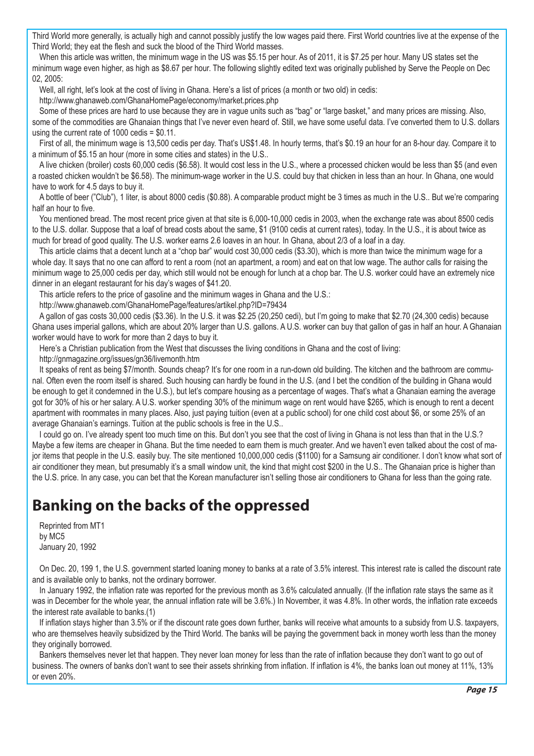Third World more generally, is actually high and cannot possibly justify the low wages paid there. First World countries live at the expense of the Third World; they eat the flesh and suck the blood of the Third World masses.

When this article was written, the minimum wage in the US was $5.15 per hour. As of 2011, it is $7.25 per hour. Many US states set the minimum wage even higher, as high as $8.67 per hour. The following slightly edited text was originally published by Serve the People on Dec 02, 2005:

Well, all right, let's look at the cost of living in Ghana. Here's a list of prices (a month or two old) in cedis:

http://www.ghanaweb.com/GhanaHomePage/economy/market.prices.php

Some of these prices are hard to use because they are in vague units such as "bag" or "large basket," and many prices are missing. Also, some of the commodities are Ghanaian things that I've never even heard of. Still, we have some useful data. I've converted them to U.S. dollars using the current rate of 1000 cedis = $0.11.

First of all, the minimum wage is 13,500 cedis per day. That's US$1.48. In hourly terms, that's $0.19 an hour for an 8-hour day. Compare it to a minimum of $5.15 an hour (more in some cities and states) in the U.S..

A live chicken (broiler) costs 60,000 cedis ($6.58). It would cost less in the U.S., where a processed chicken would be less than $5 (and even a roasted chicken wouldn't be $6.58). The minimum-wage worker in the U.S. could buy that chicken in less than an hour. In Ghana, one would have to work for 4.5 days to buy it.

A bottle of beer ("Club"), 1 liter, is about 8000 cedis ($0.88). A comparable product might be 3 times as much in the U.S.. But we're comparing half an hour to five.

You mentioned bread. The most recent price given at that site is 6,000-10,000 cedis in 2003, when the exchange rate was about 8500 cedis to the U.S. dollar. Suppose that a loaf of bread costs about the same, $1 (9100 cedis at current rates), today. In the U.S., it is about twice as much for bread of good quality. The U.S. worker earns 2.6 loaves in an hour. In Ghana, about 2/3 of a loaf in a day.

This article claims that a decent lunch at a "chop bar" would cost 30,000 cedis ($3.30), which is more than twice the minimum wage for a whole day. It says that no one can afford to rent a room (not an apartment, a room) and eat on that low wage. The author calls for raising the minimum wage to 25,000 cedis per day, which still would not be enough for lunch at a chop bar. The U.S. worker could have an extremely nice dinner in an elegant restaurant for his day's wages of $41.20.

This article refers to the price of gasoline and the minimum wages in Ghana and the U.S.:

http://www.ghanaweb.com/GhanaHomePage/features/artikel.php?ID=79434

A gallon of gas costs 30,000 cedis ($3.36). In the U.S. it was $2.25 (20,250 cedi), but I'm going to make that $2.70 (24,300 cedis) because Ghana uses imperial gallons, which are about 20% larger than U.S. gallons. A U.S. worker can buy that gallon of gas in half an hour. A Ghanaian worker would have to work for more than 2 days to buy it.

Here's a Christian publication from the West that discusses the living conditions in Ghana and the cost of living:

http://gnmagazine.org/issues/gn36/livemonth.htm

It speaks of rent as being $7/month. Sounds cheap? It's for one room in a run-down old building. The kitchen and the bathroom are communal. Often even the room itself is shared. Such housing can hardly be found in the U.S. (and I bet the condition of the building in Ghana would be enough to get it condemned in the U.S.), but let's compare housing as a percentage of wages. That's what a Ghanaian earning the average got for 30% of his or her salary. A U.S. worker spending 30% of the minimum wage on rent would have $265, which is enough to rent a decent apartment with roommates in many places. Also, just paying tuition (even at a public school) for one child cost about $6, or some 25% of an average Ghanaian's earnings. Tuition at the public schools is free in the U.S..

I could go on. I've already spent too much time on this. But don't you see that the cost of living in Ghana is not less than that in the U.S.? Maybe a few items are cheaper in Ghana. But the time needed to earn them is much greater. And we haven't even talked about the cost of major items that people in the U.S. easily buy. The site mentioned 10,000,000 cedis ($1100) for a Samsung air conditioner. I don't know what sort of air conditioner they mean, but presumably it's a small window unit, the kind that might cost $200 in the U.S.. The Ghanaian price is higher than the U.S. price. In any case, you can bet that the Korean manufacturer isn't selling those air conditioners to Ghana for less than the going rate.

## Banking on the backs of the oppressed

Reprinted from MT1
by MC5
January 20, 1992

On Dec. 20, 199 1, the U.S. government started loaning money to banks at a rate of 3.5% interest. This interest rate is called the discount rate and is available only to banks, not the ordinary borrower.

In January 1992, the inflation rate was reported for the previous month as 3.6% calculated annually. (If the inflation rate stays the same as it was in December for the whole year, the annual inflation rate will be 3.6%.) In November, it was 4.8%. In other words, the inflation rate exceeds the interest rate available to banks.(1)

If inflation stays higher than 3.5% or if the discount rate goes down further, banks will receive what amounts to a subsidy from U.S. taxpayers, who are themselves heavily subsidized by the Third World. The banks will be paying the government back in money worth less than the money they originally borrowed.

Bankers themselves never let that happen. They never loan money for less than the rate of inflation because they don't want to go out of business. The owners of banks don't want to see their assets shrinking from inflation. If inflation is 4%, the banks loan out money at 11%, 13% or even 20%.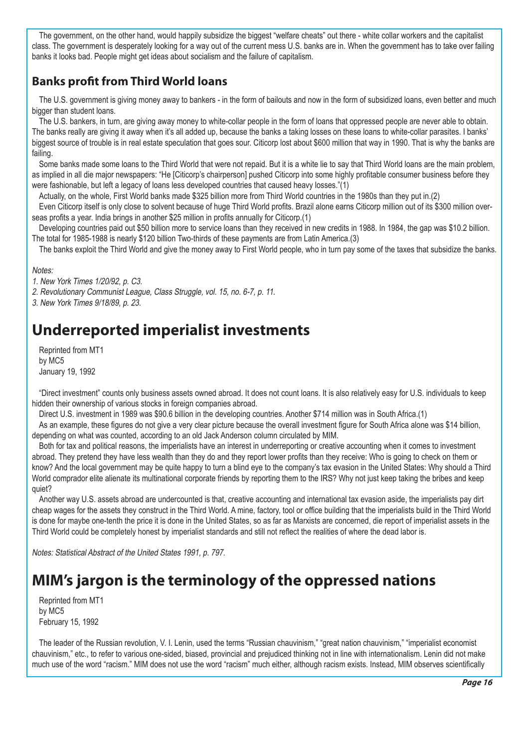The government, on the other hand, would happily subsidize the biggest "welfare cheats" out there - white collar workers and the capitalist class. The government is desperately looking for a way out of the current mess U.S. banks are in. When the government has to take over failing banks it looks bad. People might get ideas about socialism and the failure of capitalism.

## Banks profit from Third World loans

The U.S. government is giving money away to bankers - in the form of bailouts and now in the form of subsidized loans, even better and much bigger than student loans.

The U.S. bankers, in turn, are giving away money to white-collar people in the form of loans that oppressed people are never able to obtain. The banks really are giving it away when it's all added up, because the banks a taking losses on these loans to white-collar parasites. I banks' biggest source of trouble is in real estate speculation that goes sour. Citicorp lost about $600 million that way in 1990. That is why the banks are failing.

Some banks made some loans to the Third World that were not repaid. But it is a white lie to say that Third World loans are the main problem, as implied in all die major newspapers: "He [Citicorp's chairperson] pushed Citicorp into some highly profitable consumer business before they were fashionable, but left a legacy of loans less developed countries that caused heavy losses."(1)

Actually, on the whole, First World banks made $325 billion more from Third World countries in the 1980s than they put in.(2)

Even Citicorp itself is only close to solvent because of huge Third World profits. Brazil alone earns Citicorp million out of its $300 million overseas profits a year. India brings in another $25 million in profits annually for Citicorp.(1)

Developing countries paid out $50 billion more to service loans than they received in new credits in 1988. In 1984, the gap was $10.2 billion. The total for 1985-1988 is nearly $120 billion Two-thirds of these payments are from Latin America.(3)

The banks exploit the Third World and give the money away to First World people, who in turn pay some of the taxes that subsidize the banks.

*Notes:*

*1. New York Times 1/20/92, p. C3.*

*2. Revolutionary Communist League, Class Struggle, vol. 15, no. 6-7, p. 11.*

*3. New York Times 9/18/89, p. 23.*

# Underreported imperialist investments

Reprinted from MT1
by MC5
January 19, 1992

"Direct investment" counts only business assets owned abroad. It does not count loans. It is also relatively easy for U.S. individuals to keep hidden their ownership of various stocks in foreign companies abroad.

Direct U.S. investment in 1989 was $90.6 billion in the developing countries. Another $714 million was in South Africa.(1)

As an example, these figures do not give a very clear picture because the overall investment figure for South Africa alone was $14 billion, depending on what was counted, according to an old Jack Anderson column circulated by MIM.

Both for tax and political reasons, the imperialists have an interest in underreporting or creative accounting when it comes to investment abroad. They pretend they have less wealth than they do and they report lower profits than they receive: Who is going to check on them or know? And the local government may be quite happy to turn a blind eye to the company's tax evasion in the United States: Why should a Third World comprador elite alienate its multinational corporate friends by reporting them to the IRS? Why not just keep taking the bribes and keep quiet?

Another way U.S. assets abroad are undercounted is that, creative accounting and international tax evasion aside, the imperialists pay dirt cheap wages for the assets they construct in the Third World. A mine, factory, tool or office building that the imperialists build in the Third World is done for maybe one-tenth the price it is done in the United States, so as far as Marxists are concerned, die report of imperialist assets in the Third World could be completely honest by imperialist standards and still not reflect the realities of where the dead labor is.

*Notes: Statistical Abstract of the United States 1991, p. 797.*

# MIM's jargon is the terminology of the oppressed nations

Reprinted from MT1
by MC5
February 15, 1992

The leader of the Russian revolution, V. I. Lenin, used the terms "Russian chauvinism," "great nation chauvinism," "imperialist economist chauvinism," etc., to refer to various one-sided, biased, provincial and prejudiced thinking not in line with internationalism. Lenin did not make much use of the word "racism." MIM does not use the word "racism" much either, although racism exists. Instead, MIM observes scientifically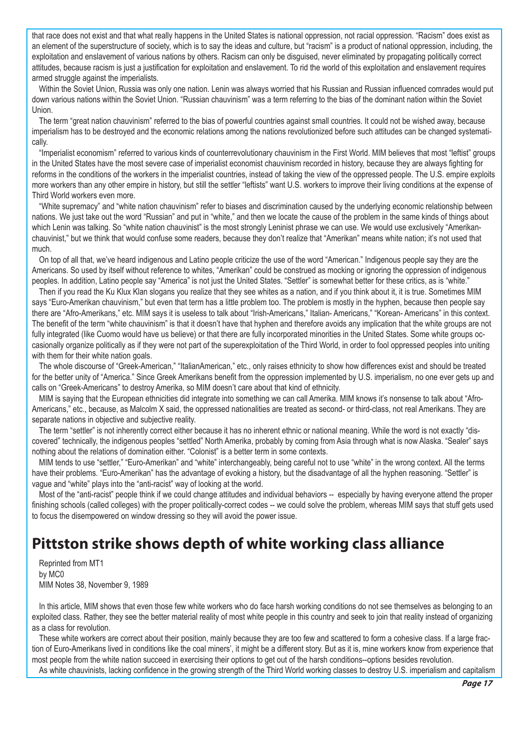that race does not exist and that what really happens in the United States is national oppression, not racial oppression. "Racism" does exist as an element of the superstructure of society, which is to say the ideas and culture, but "racism" is a product of national oppression, including, the exploitation and enslavement of various nations by others. Racism can only be disguised, never eliminated by propagating politically correct attitudes, because racism is just a justification for exploitation and enslavement. To rid the world of this exploitation and enslavement requires armed struggle against the imperialists.

Within the Soviet Union, Russia was only one nation. Lenin was always worried that his Russian and Russian influenced comrades would put down various nations within the Soviet Union. "Russian chauvinism" was a term referring to the bias of the dominant nation within the Soviet Union.

The term "great nation chauvinism" referred to the bias of powerful countries against small countries. It could not be wished away, because imperialism has to be destroyed and the economic relations among the nations revolutionized before such attitudes can be changed systematically.

"Imperialist economism" referred to various kinds of counterrevolutionary chauvinism in the First World. MIM believes that most "leftist" groups in the United States have the most severe case of imperialist economist chauvinism recorded in history, because they are always fighting for reforms in the conditions of the workers in the imperialist countries, instead of taking the view of the oppressed people. The U.S. empire exploits more workers than any other empire in history, but still the settler "leftists" want U.S. workers to improve their living conditions at the expense of Third World workers even more.

"White supremacy" and "white nation chauvinism" refer to biases and discrimination caused by the underlying economic relationship between nations. We just take out the word "Russian" and put in "white," and then we locate the cause of the problem in the same kinds of things about which Lenin was talking. So "white nation chauvinist" is the most strongly Leninist phrase we can use. We would use exclusively "Amerikan-chauvinist," but we think that would confuse some readers, because they don't realize that "Amerikan" means white nation; it's not used that much.

On top of all that, we've heard indigenous and Latino people criticize the use of the word "American." Indigenous people say they are the Americans. So used by itself without reference to whites, "Amerikan" could be construed as mocking or ignoring the oppression of indigenous peoples. In addition, Latino people say "America" is not just the United States. "Settler" is somewhat better for these critics, as is "white."

Then if you read the Ku Klux Klan slogans you realize that they see whites as a nation, and if you think about it, it is true. Sometimes MIM says "Euro-Amerikan chauvinism," but even that term has a little problem too. The problem is mostly in the hyphen, because then people say there are "Afro-Amerikans," etc. MIM says it is useless to talk about "Irish-Americans," Italian- Americans," "Korean- Americans" in this context. The benefit of the term "white chauvinism" is that it doesn't have that hyphen and therefore avoids any implication that the white groups are not fully integrated (like Cuomo would have us believe) or that there are fully incorporated minorities in the United States. Some white groups occasionally organize politically as if they were not part of the superexploitation of the Third World, in order to fool oppressed peoples into uniting with them for their white nation goals.

The whole discourse of "Greek-American," "ItalianAmerican," etc., only raises ethnicity to show how differences exist and should be treated for the better unity of "America." Since Greek Amerikans benefit from the oppression implemented by U.S. imperialism, no one ever gets up and calls on "Greek-Americans" to destroy Amerika, so MIM doesn't care about that kind of ethnicity.

MIM is saying that the European ethnicities did integrate into something we can call Amerika. MIM knows it's nonsense to talk about "Afro-Americans," etc., because, as Malcolm X said, the oppressed nationalities are treated as second- or third-class, not real Amerikans. They are separate nations in objective and subjective reality.

The term "settler" is not inherently correct either because it has no inherent ethnic or national meaning. While the word is not exactly "discovered" technically, the indigenous peoples "settled" North Amerika, probably by coming from Asia through what is now Alaska. "Sealer" says nothing about the relations of domination either. "Colonist" is a better term in some contexts.

MIM tends to use "settler," "Euro-Amerikan" and "white" interchangeably, being careful not to use "white" in the wrong context. All the terms have their problems. "Euro-Amerikan" has the advantage of evoking a history, but the disadvantage of all the hyphen reasoning. "Settler" is vague and "white" plays into the "anti-racist" way of looking at the world.

Most of the "anti-racist" people think if we could change attitudes and individual behaviors -- especially by having everyone attend the proper finishing schools (called colleges) with the proper politically-correct codes -- we could solve the problem, whereas MIM says that stuff gets used to focus the disempowered on window dressing so they will avoid the power issue.

## Pittston strike shows depth of white working class alliance

Reprinted from MT1
by MC0
MIM Notes 38, November 9, 1989

In this article, MIM shows that even those few white workers who do face harsh working conditions do not see themselves as belonging to an exploited class. Rather, they see the better material reality of most white people in this country and seek to join that reality instead of organizing as a class for revolution.

These white workers are correct about their position, mainly because they are too few and scattered to form a cohesive class. If a large fraction of Euro-Amerikans lived in conditions like the coal miners', it might be a different story. But as it is, mine workers know from experience that most people from the white nation succeed in exercising their options to get out of the harsh conditions--options besides revolution.

As white chauvinists, lacking confidence in the growing strength of the Third World working classes to destroy U.S. imperialism and capitalism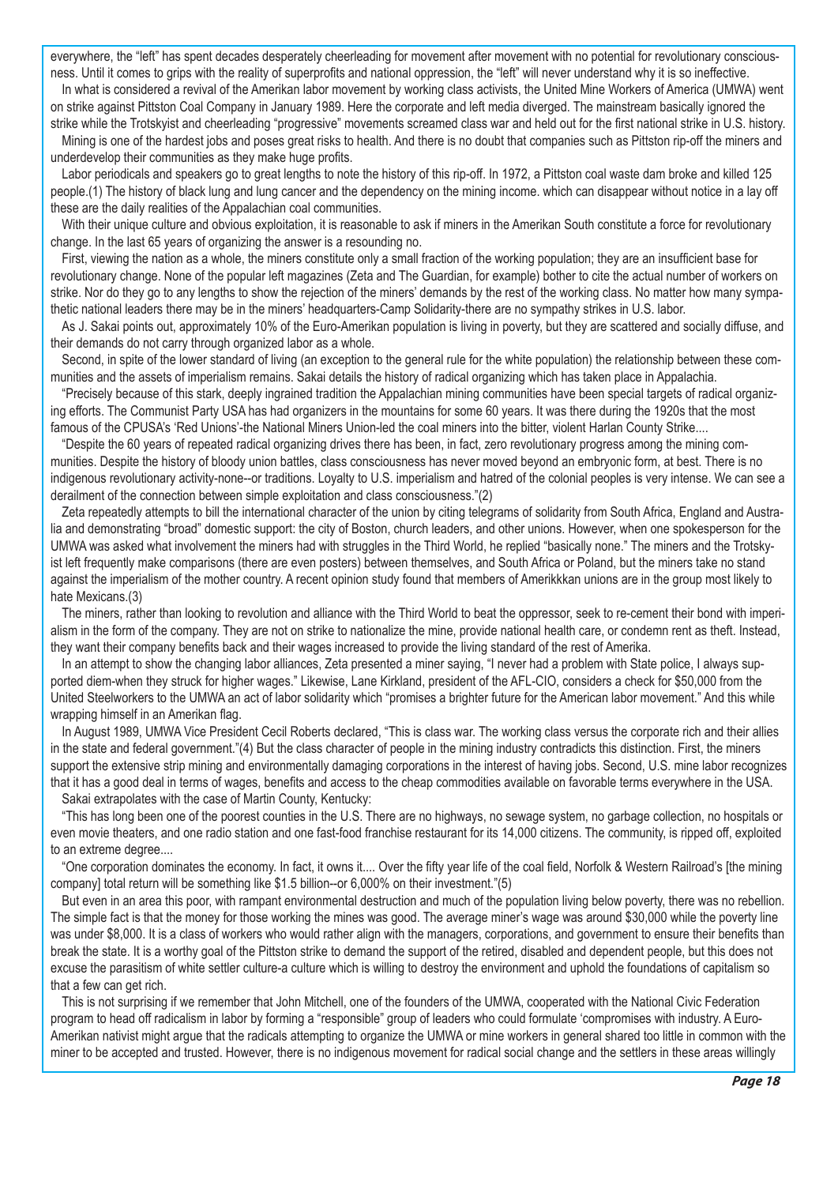everywhere, the "left" has spent decades desperately cheerleading for movement after movement with no potential for revolutionary consciousness. Until it comes to grips with the reality of superprofits and national oppression, the "left" will never understand why it is so ineffective.

In what is considered a revival of the Amerikan labor movement by working class activists, the United Mine Workers of America (UMWA) went on strike against Pittston Coal Company in January 1989. Here the corporate and left media diverged. The mainstream basically ignored the strike while the Trotskyist and cheerleading "progressive" movements screamed class war and held out for the first national strike in U.S. history.

Mining is one of the hardest jobs and poses great risks to health. And there is no doubt that companies such as Pittston rip-off the miners and underdevelop their communities as they make huge profits.

Labor periodicals and speakers go to great lengths to note the history of this rip-off. In 1972, a Pittston coal waste dam broke and killed 125 people.(1) The history of black lung and lung cancer and the dependency on the mining income. which can disappear without notice in a lay off these are the daily realities of the Appalachian coal communities.

With their unique culture and obvious exploitation, it is reasonable to ask if miners in the Amerikan South constitute a force for revolutionary change. In the last 65 years of organizing the answer is a resounding no.

First, viewing the nation as a whole, the miners constitute only a small fraction of the working population; they are an insufficient base for revolutionary change. None of the popular left magazines (Zeta and The Guardian, for example) bother to cite the actual number of workers on strike. Nor do they go to any lengths to show the rejection of the miners' demands by the rest of the working class. No matter how many sympathetic national leaders there may be in the miners' headquarters-Camp Solidarity-there are no sympathy strikes in U.S. labor.

As J. Sakai points out, approximately 10% of the Euro-Amerikan population is living in poverty, but they are scattered and socially diffuse, and their demands do not carry through organized labor as a whole.

Second, in spite of the lower standard of living (an exception to the general rule for the white population) the relationship between these communities and the assets of imperialism remains. Sakai details the history of radical organizing which has taken place in Appalachia.

"Precisely because of this stark, deeply ingrained tradition the Appalachian mining communities have been special targets of radical organizing efforts. The Communist Party USA has had organizers in the mountains for some 60 years. It was there during the 1920s that the most famous of the CPUSA's 'Red Unions'-the National Miners Union-led the coal miners into the bitter, violent Harlan County Strike....

"Despite the 60 years of repeated radical organizing drives there has been, in fact, zero revolutionary progress among the mining communities. Despite the history of bloody union battles, class consciousness has never moved beyond an embryonic form, at best. There is no indigenous revolutionary activity-none--or traditions. Loyalty to U.S. imperialism and hatred of the colonial peoples is very intense. We can see a derailment of the connection between simple exploitation and class consciousness."(2)

Zeta repeatedly attempts to bill the international character of the union by citing telegrams of solidarity from South Africa, England and Australia and demonstrating "broad" domestic support: the city of Boston, church leaders, and other unions. However, when one spokesperson for the UMWA was asked what involvement the miners had with struggles in the Third World, he replied "basically none." The miners and the Trotskyist left frequently make comparisons (there are even posters) between themselves, and South Africa or Poland, but the miners take no stand against the imperialism of the mother country. A recent opinion study found that members of Amerikkkan unions are in the group most likely to hate Mexicans.(3)

The miners, rather than looking to revolution and alliance with the Third World to beat the oppressor, seek to re-cement their bond with imperialism in the form of the company. They are not on strike to nationalize the mine, provide national health care, or condemn rent as theft. Instead, they want their company benefits back and their wages increased to provide the living standard of the rest of Amerika.

In an attempt to show the changing labor alliances, Zeta presented a miner saying, "I never had a problem with State police, I always supported diem-when they struck for higher wages." Likewise, Lane Kirkland, president of the AFL-CIO, considers a check for $50,000 from the United Steelworkers to the UMWA an act of labor solidarity which "promises a brighter future for the American labor movement." And this while wrapping himself in an Amerikan flag.

In August 1989, UMWA Vice President Cecil Roberts declared, "This is class war. The working class versus the corporate rich and their allies in the state and federal government."(4) But the class character of people in the mining industry contradicts this distinction. First, the miners support the extensive strip mining and environmentally damaging corporations in the interest of having jobs. Second, U.S. mine labor recognizes that it has a good deal in terms of wages, benefits and access to the cheap commodities available on favorable terms everywhere in the USA.

Sakai extrapolates with the case of Martin County, Kentucky:

"This has long been one of the poorest counties in the U.S. There are no highways, no sewage system, no garbage collection, no hospitals or even movie theaters, and one radio station and one fast-food franchise restaurant for its 14,000 citizens. The community, is ripped off, exploited to an extreme degree....

"One corporation dominates the economy. In fact, it owns it.... Over the fifty year life of the coal field, Norfolk & Western Railroad's [the mining company] total return will be something like $1.5 billion--or 6,000% on their investment."(5)

But even in an area this poor, with rampant environmental destruction and much of the population living below poverty, there was no rebellion. The simple fact is that the money for those working the mines was good. The average miner's wage was around $30,000 while the poverty line was under $8,000. It is a class of workers who would rather align with the managers, corporations, and government to ensure their benefits than break the state. It is a worthy goal of the Pittston strike to demand the support of the retired, disabled and dependent people, but this does not excuse the parasitism of white settler culture-a culture which is willing to destroy the environment and uphold the foundations of capitalism so that a few can get rich.

This is not surprising if we remember that John Mitchell, one of the founders of the UMWA, cooperated with the National Civic Federation program to head off radicalism in labor by forming a "responsible" group of leaders who could formulate 'compromises with industry. A Euro-Amerikan nativist might argue that the radicals attempting to organize the UMWA or mine workers in general shared too little in common with the miner to be accepted and trusted. However, there is no indigenous movement for radical social change and the settlers in these areas willingly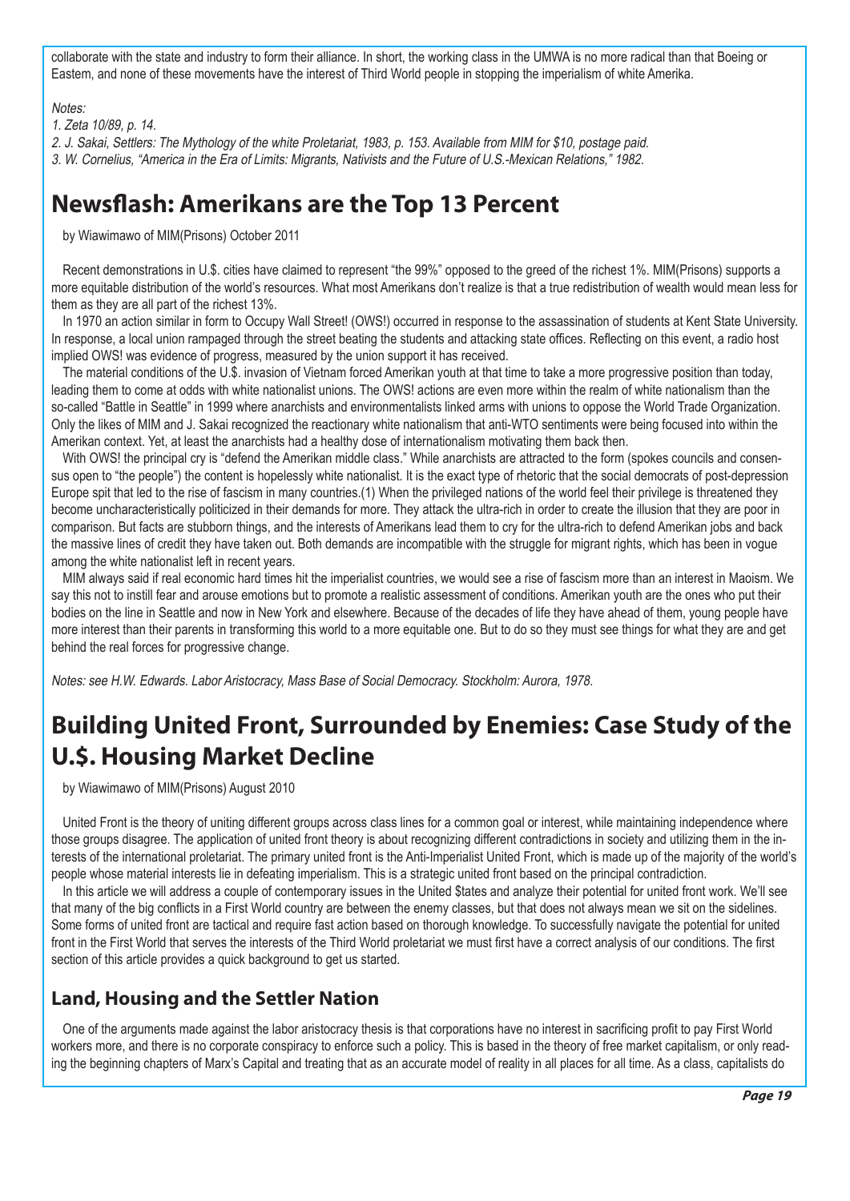collaborate with the state and industry to form their alliance. In short, the working class in the UMWA is no more radical than that Boeing or Eastern, and none of these movements have the interest of Third World people in stopping the imperialism of white Amerika.

*Notes:*

*1. Zeta 10/89, p. 14.*

*2. J. Sakai, Settlers: The Mythology of the white Proletariat, 1983, p. 153. Available from MIM for $10, postage paid.*

*3. W. Cornelius, "America in the Era of Limits: Migrants, Nativists and the Future of U.S.-Mexican Relations," 1982.*

# Newsflash: Amerikans are the Top 13 Percent

by Wiawimawo of MIM(Prisons) October 2011

Recent demonstrations in U.$. cities have claimed to represent "the 99%" opposed to the greed of the richest 1%. MIM(Prisons) supports a more equitable distribution of the world's resources. What most Amerikans don't realize is that a true redistribution of wealth would mean less for them as they are all part of the richest 13%.

In 1970 an action similar in form to Occupy Wall Street! (OWS!) occurred in response to the assassination of students at Kent State University. In response, a local union rampaged through the street beating the students and attacking state offices. Reflecting on this event, a radio host implied OWS! was evidence of progress, measured by the union support it has received.

The material conditions of the U.$. invasion of Vietnam forced Amerikan youth at that time to take a more progressive position than today, leading them to come at odds with white nationalist unions. The OWS! actions are even more within the realm of white nationalism than the so-called "Battle in Seattle" in 1999 where anarchists and environmentalists linked arms with unions to oppose the World Trade Organization. Only the likes of MIM and J. Sakai recognized the reactionary white nationalism that anti-WTO sentiments were being focused into within the Amerikan context. Yet, at least the anarchists had a healthy dose of internationalism motivating them back then.

With OWS! the principal cry is "defend the Amerikan middle class." While anarchists are attracted to the form (spokes councils and consensus open to "the people") the content is hopelessly white nationalist. It is the exact type of rhetoric that the social democrats of post-depression Europe spit that led to the rise of fascism in many countries.(1) When the privileged nations of the world feel their privilege is threatened they become uncharacteristically politicized in their demands for more. They attack the ultra-rich in order to create the illusion that they are poor in comparison. But facts are stubborn things, and the interests of Amerikans lead them to cry for the ultra-rich to defend Amerikan jobs and back the massive lines of credit they have taken out. Both demands are incompatible with the struggle for migrant rights, which has been in vogue among the white nationalist left in recent years.

MIM always said if real economic hard times hit the imperialist countries, we would see a rise of fascism more than an interest in Maoism. We say this not to instill fear and arouse emotions but to promote a realistic assessment of conditions. Amerikan youth are the ones who put their bodies on the line in Seattle and now in New York and elsewhere. Because of the decades of life they have ahead of them, young people have more interest than their parents in transforming this world to a more equitable one. But to do so they must see things for what they are and get behind the real forces for progressive change.

*Notes: see H.W. Edwards. Labor Aristocracy, Mass Base of Social Democracy. Stockholm: Aurora, 1978.*

# Building United Front, Surrounded by Enemies: Case Study of the U.$. Housing Market Decline

by Wiawimawo of MIM(Prisons) August 2010

United Front is the theory of uniting different groups across class lines for a common goal or interest, while maintaining independence where those groups disagree. The application of united front theory is about recognizing different contradictions in society and utilizing them in the interests of the international proletariat. The primary united front is the Anti-Imperialist United Front, which is made up of the majority of the world's people whose material interests lie in defeating imperialism. This is a strategic united front based on the principal contradiction.

In this article we will address a couple of contemporary issues in the United $tates and analyze their potential for united front work. We'll see that many of the big conflicts in a First World country are between the enemy classes, but that does not always mean we sit on the sidelines. Some forms of united front are tactical and require fast action based on thorough knowledge. To successfully navigate the potential for united front in the First World that serves the interests of the Third World proletariat we must first have a correct analysis of our conditions. The first section of this article provides a quick background to get us started.

## Land, Housing and the Settler Nation

One of the arguments made against the labor aristocracy thesis is that corporations have no interest in sacrificing profit to pay First World workers more, and there is no corporate conspiracy to enforce such a policy. This is based in the theory of free market capitalism, or only reading the beginning chapters of Marx's Capital and treating that as an accurate model of reality in all places for all time. As a class, capitalists do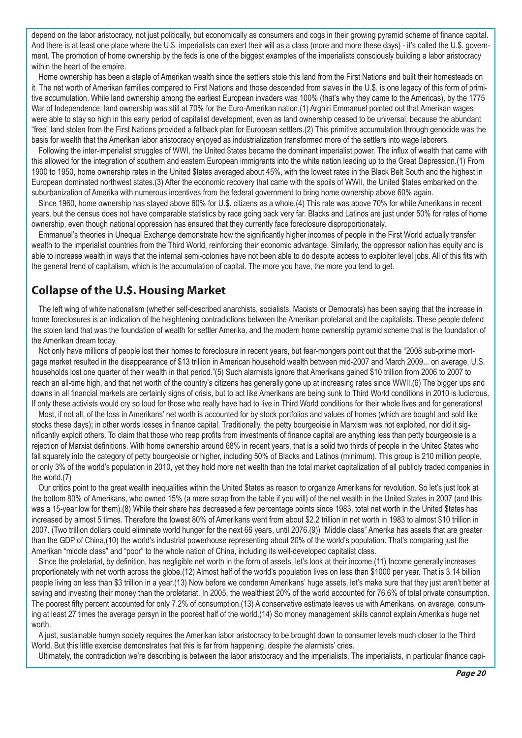depend on the labor aristocracy, not just politically, but economically as consumers and cogs in their growing pyramid scheme of finance capital. And there is at least one place where the U.$. imperialists can exert their will as a class (more and more these days) - it's called the U.$. government. The promotion of home ownership by the feds is one of the biggest examples of the imperialists consciously building a labor aristocracy within the heart of the empire.

Home ownership has been a staple of Amerikan wealth since the settlers stole this land from the First Nations and built their homesteads on it. The net worth of Amerikan families compared to First Nations and those descended from slaves in the U.$. is one legacy of this form of primitive accumulation. While land ownership among the earliest European invaders was 100% (that's why they came to the Americas), by the 1775 War of Independence, land ownership was still at 70% for the Euro-Amerikan nation.(1) Arghiri Emmanuel pointed out that Amerikan wages were able to stay so high in this early period of capitalist development, even as land ownership ceased to be universal, because the abundant "free" land stolen from the First Nations provided a fallback plan for European settlers.(2) This primitive accumulation through genocide was the basis for wealth that the Amerikan labor aristocracy enjoyed as industrialization transformed more of the settlers into wage laborers.

Following the inter-imperialist struggles of WWI, the United $tates became the dominant imperialist power. The influx of wealth that came with this allowed for the integration of southern and eastern European immigrants into the white nation leading up to the Great Depression.(1) From 1900 to 1950, home ownership rates in the United $tates averaged about 45%, with the lowest rates in the Black Belt South and the highest in European dominated northwest states.(3) After the economic recovery that came with the spoils of WWII, the United $tates embarked on the suburbanization of Amerika with numerous incentives from the federal government to bring home ownership above 60% again.

Since 1960, home ownership has stayed above 60% for U.$. citizens as a whole.(4) This rate was above 70% for white Amerikans in recent years, but the census does not have comparable statistics by race going back very far. Blacks and Latinos are just under 50% for rates of home ownership, even though national oppression has ensured that they currently face foreclosure disproportionately.

Emmanuel's theories in Unequal Exchange demonstrate how the significantly higher incomes of people in the First World actually transfer wealth to the imperialist countries from the Third World, reinforcing their economic advantage. Similarly, the oppressor nation has equity and is able to increase wealth in ways that the internal semi-colonies have not been able to do despite access to exploiter level jobs. All of this fits with the general trend of capitalism, which is the accumulation of capital. The more you have, the more you tend to get.

## Collapse of the U.$. Housing Market

The left wing of white nationalism (whether self-described anarchists, socialists, Maoists or Democrats) has been saying that the increase in home foreclosures is an indication of the heightening contradictions between the Amerikan proletariat and the capitalists. These people defend the stolen land that was the foundation of wealth for settler Amerika, and the modern home ownership pyramid scheme that is the foundation of the Amerikan dream today.

Not only have millions of people lost their homes to foreclosure in recent years, but fear-mongers point out that the "2008 sub-prime mortgage market resulted in the disappearance of $13 trillion in American household wealth between mid-2007 and March 2009... on average, U.S. households lost one quarter of their wealth in that period."(5) Such alarmists ignore that Amerikans gained $10 trillion from 2006 to 2007 to reach an all-time high, and that net worth of the country's citizens has generally gone up at increasing rates since WWII.(6) The bigger ups and downs in all financial markets are certainly signs of crisis, but to act like Amerikans are being sunk to Third World conditions in 2010 is ludicrous. If only these activists would cry so loud for those who really have had to live in Third World conditions for their whole lives and for generations!

Most, if not all, of the loss in Amerikans' net worth is accounted for by stock portfolios and values of homes (which are bought and sold like stocks these days); in other words losses in finance capital. Traditionally, the petty bourgeoisie in Marxism was not exploited, nor did it significantly exploit others. To claim that those who reap profits from investments of finance capital are anything less than petty bourgeoisie is a rejection of Marxist definitions. With home ownership around 68% in recent years, that is a solid two thirds of people in the United $tates who fall squarely into the category of petty bourgeoisie or higher, including 50% of Blacks and Latinos (minimum). This group is 210 million people, or only 3% of the world's population in 2010, yet they hold more net wealth than the total market capitalization of all publicly traded companies in the world.(7)

Our critics point to the great wealth inequalities within the United $tates as reason to organize Amerikans for revolution. So let's just look at the bottom 80% of Amerikans, who owned 15% (a mere scrap from the table if you will) of the net wealth in the United $tates in 2007 (and this was a 15-year low for them).(8) While their share has decreased a few percentage points since 1983, total net worth in the United $tates has increased by almost 5 times. Therefore the lowest 80% of Amerikans went from about $2.2 trillion in net worth in 1983 to almost $10 trillion in 2007. (Two trillion dollars could eliminate world hunger for the next 66 years, until 2076.(9)) "Middle class" Amerika has assets that are greater than the GDP of China,(10) the world's industrial powerhouse representing about 20% of the world's population. That's comparing just the Amerikan "middle class" and "poor" to the whole nation of China, including its well-developed capitalist class.

Since the proletariat, by definition, has negligible net worth in the form of assets, let's look at their income.(11) Income generally increases proportionately with net worth across the globe.(12) Almost half of the world's population lives on less than $1000 per year. That is 3.14 billion people living on less than $3 trillion in a year.(13) Now before we condemn Amerikans' huge assets, let's make sure that they just aren't better at saving and investing their money than the proletariat. In 2005, the wealthiest 20% of the world accounted for 76.6% of total private consumption. The poorest fifty percent accounted for only 7.2% of consumption.(13) A conservative estimate leaves us with Amerikans, on average, consuming at least 27 times the average persyn in the poorest half of the world.(14) So money management skills cannot explain Amerika's huge net worth.

A just, sustainable humyn society requires the Amerikan labor aristocracy to be brought down to consumer levels much closer to the Third World. But this little exercise demonstrates that this is far from happening, despite the alarmists' cries.

Ultimately, the contradiction we're describing is between the labor aristocracy and the imperialists. The imperialists, in particular finance capi-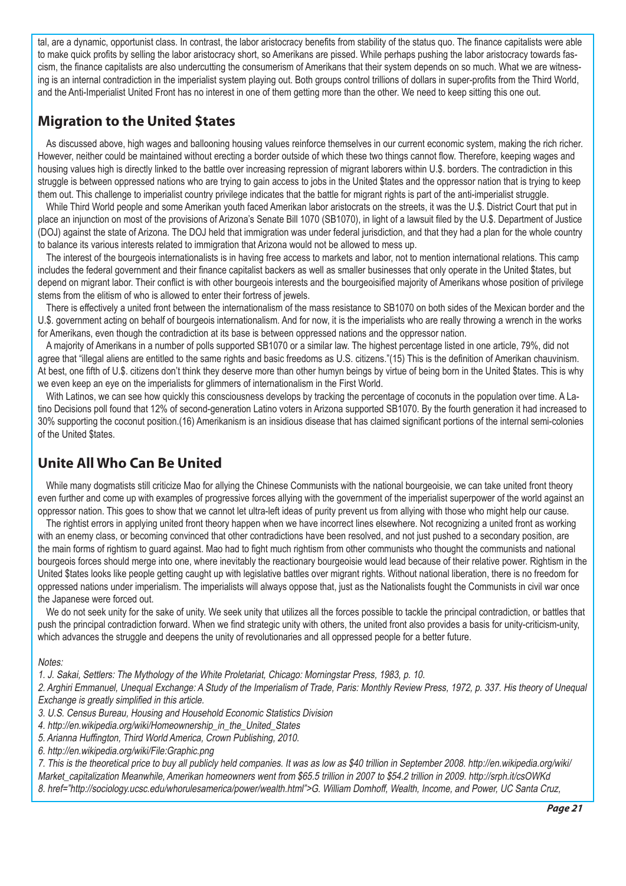tal, are a dynamic, opportunist class. In contrast, the labor aristocracy benefits from stability of the status quo. The finance capitalists were able to make quick profits by selling the labor aristocracy short, so Amerikans are pissed. While perhaps pushing the labor aristocracy towards fascism, the finance capitalists are also undercutting the consumerism of Amerikans that their system depends on so much. What we are witnessing is an internal contradiction in the imperialist system playing out. Both groups control trillions of dollars in super-profits from the Third World, and the Anti-Imperialist United Front has no interest in one of them getting more than the other. We need to keep sitting this one out.

## Migration to the United $tates

As discussed above, high wages and ballooning housing values reinforce themselves in our current economic system, making the rich richer. However, neither could be maintained without erecting a border outside of which these two things cannot flow. Therefore, keeping wages and housing values high is directly linked to the battle over increasing repression of migrant laborers within U.$. borders. The contradiction in this struggle is between oppressed nations who are trying to gain access to jobs in the United $tates and the oppressor nation that is trying to keep them out. This challenge to imperialist country privilege indicates that the battle for migrant rights is part of the anti-imperialist struggle.

While Third World people and some Amerikan youth faced Amerikan labor aristocrats on the streets, it was the U.$. District Court that put in place an injunction on most of the provisions of Arizona's Senate Bill 1070 (SB1070), in light of a lawsuit filed by the U.$. Department of Justice (DOJ) against the state of Arizona. The DOJ held that immigration was under federal jurisdiction, and that they had a plan for the whole country to balance its various interests related to immigration that Arizona would not be allowed to mess up.

The interest of the bourgeois internationalists is in having free access to markets and labor, not to mention international relations. This camp includes the federal government and their finance capitalist backers as well as smaller businesses that only operate in the United $tates, but depend on migrant labor. Their conflict is with other bourgeois interests and the bourgeoisified majority of Amerikans whose position of privilege stems from the elitism of who is allowed to enter their fortress of jewels.

There is effectively a united front between the internationalism of the mass resistance to SB1070 on both sides of the Mexican border and the U.$. government acting on behalf of bourgeois internationalism. And for now, it is the imperialists who are really throwing a wrench in the works for Amerikans, even though the contradiction at its base is between oppressed nations and the oppressor nation.

A majority of Amerikans in a number of polls supported SB1070 or a similar law. The highest percentage listed in one article, 79%, did not agree that "illegal aliens are entitled to the same rights and basic freedoms as U.S. citizens."(15) This is the definition of Amerikan chauvinism. At best, one fifth of U.$. citizens don't think they deserve more than other humyn beings by virtue of being born in the United $tates. This is why we even keep an eye on the imperialists for glimmers of internationalism in the First World.

With Latinos, we can see how quickly this consciousness develops by tracking the percentage of coconuts in the population over time. A Latino Decisions poll found that 12% of second-generation Latino voters in Arizona supported SB1070. By the fourth generation it had increased to 30% supporting the coconut position.(16) Amerikanism is an insidious disease that has claimed significant portions of the internal semi-colonies of the United $tates.

## Unite All Who Can Be United

While many dogmatists still criticize Mao for allying the Chinese Communists with the national bourgeoisie, we can take united front theory even further and come up with examples of progressive forces allying with the government of the imperialist superpower of the world against an oppressor nation. This goes to show that we cannot let ultra-left ideas of purity prevent us from allying with those who might help our cause.

The rightist errors in applying united front theory happen when we have incorrect lines elsewhere. Not recognizing a united front as working with an enemy class, or becoming convinced that other contradictions have been resolved, and not just pushed to a secondary position, are the main forms of rightism to guard against. Mao had to fight much rightism from other communists who thought the communists and national bourgeois forces should merge into one, where inevitably the reactionary bourgeoisie would lead because of their relative power. Rightism in the United $tates looks like people getting caught up with legislative battles over migrant rights. Without national liberation, there is no freedom for oppressed nations under imperialism. The imperialists will always oppose that, just as the Nationalists fought the Communists in civil war once the Japanese were forced out.

We do not seek unity for the sake of unity. We seek unity that utilizes all the forces possible to tackle the principal contradiction, or battles that push the principal contradiction forward. When we find strategic unity with others, the united front also provides a basis for unity-criticism-unity, which advances the struggle and deepens the unity of revolutionaries and all oppressed people for a better future.

*Notes:*

*1. J. Sakai, Settlers: The Mythology of the White Proletariat, Chicago: Morningstar Press, 1983, p. 10.*

*2. Arghiri Emmanuel, Unequal Exchange: A Study of the Imperialism of Trade, Paris: Monthly Review Press, 1972, p. 337. His theory of Unequal Exchange is greatly simplified in this article.*

*3. U.S. Census Bureau, Housing and Household Economic Statistics Division*

*4. http://en.wikipedia.org/wiki/Homeownership_in_the_United_States*

*5. Arianna Huffington, Third World America, Crown Publishing, 2010.*

*6. http://en.wikipedia.org/wiki/File:Graphic.png*

*7. This is the theoretical price to buy all publicly held companies. It was as low as $40 trillion in September 2008. http://en.wikipedia.org/wiki/Market_capitalization Meanwhile, Amerikan homeowners went from $65.5 trillion in 2007 to $54.2 trillion in 2009. http://srph.it/csOWKd*

*8. href="http://sociology.ucsc.edu/whorulesamerica/power/wealth.html">G. William Domhoff, Wealth, Income, and Power, UC Santa Cruz,*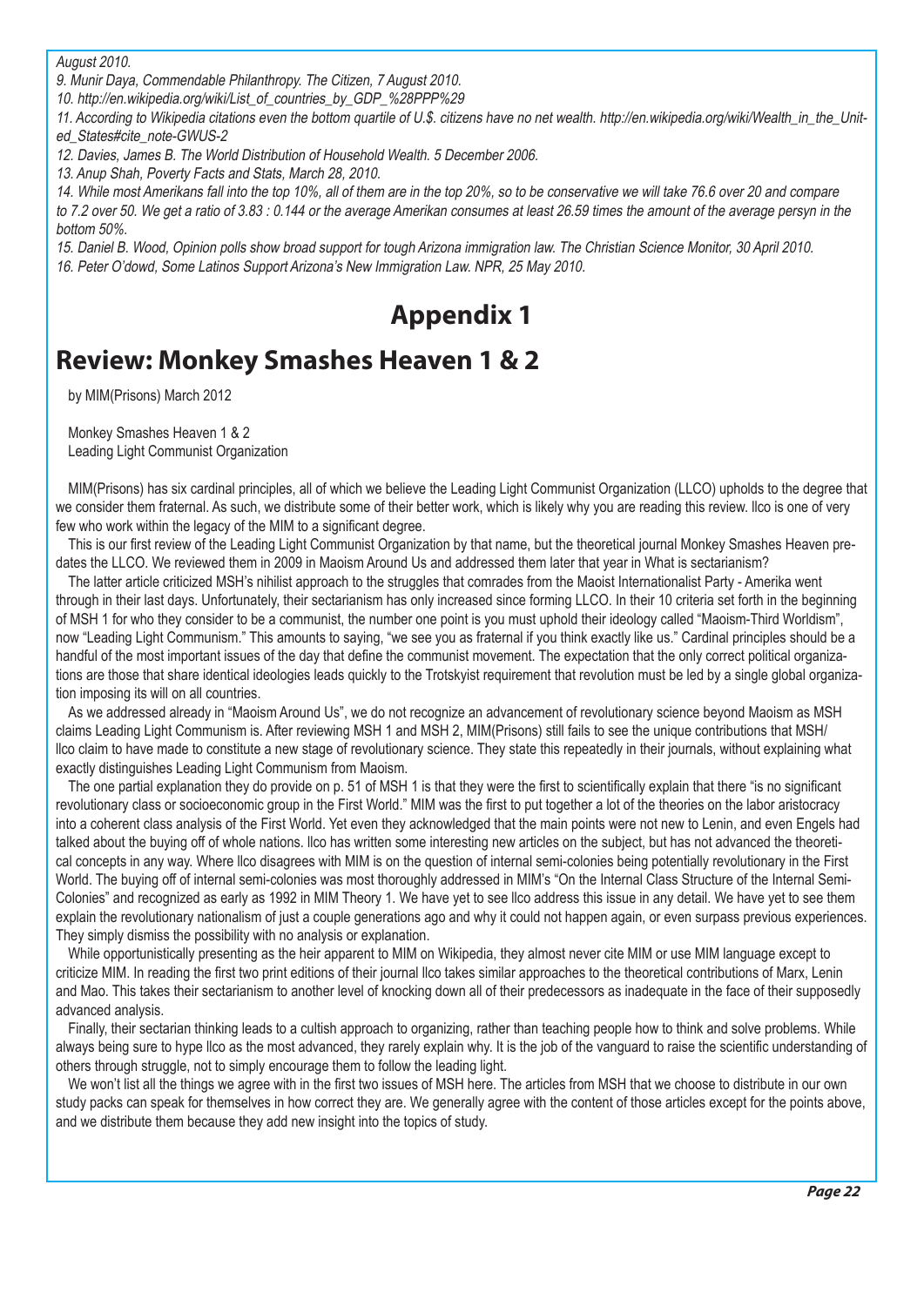*August 2010.*

*9. Munir Daya, Commendable Philanthropy. The Citizen, 7 August 2010.*

*10. http://en.wikipedia.org/wiki/List_of_countries_by_GDP_%28PPP%29*

*11. According to Wikipedia citations even the bottom quartile of U.$. citizens have no net wealth. http://en.wikipedia.org/wiki/Wealth_in_the_United_States#cite_note-GWUS-2*

*12. Davies, James B. The World Distribution of Household Wealth. 5 December 2006.*

*13. Anup Shah, Poverty Facts and Stats, March 28, 2010.*

*14. While most Amerikans fall into the top 10%, all of them are in the top 20%, so to be conservative we will take 76.6 over 20 and compare to 7.2 over 50. We get a ratio of 3.83 : 0.144 or the average Amerikan consumes at least 26.59 times the amount of the average persyn in the bottom 50%.*

*15. Daniel B. Wood, Opinion polls show broad support for tough Arizona immigration law. The Christian Science Monitor, 30 April 2010.*

*16. Peter O'dowd, Some Latinos Support Arizona's New Immigration Law. NPR, 25 May 2010.*

# Appendix 1

## Review: Monkey Smashes Heaven 1 & 2

by MIM(Prisons) March 2012

Monkey Smashes Heaven 1 & 2
Leading Light Communist Organization

MIM(Prisons) has six cardinal principles, all of which we believe the Leading Light Communist Organization (LLCO) upholds to the degree that we consider them fraternal. As such, we distribute some of their better work, which is likely why you are reading this review. llco is one of very few who work within the legacy of the MIM to a significant degree.

This is our first review of the Leading Light Communist Organization by that name, but the theoretical journal Monkey Smashes Heaven predates the LLCO. We reviewed them in 2009 in Maoism Around Us and addressed them later that year in What is sectarianism?

The latter article criticized MSH's nihilist approach to the struggles that comrades from the Maoist Internationalist Party - Amerika went through in their last days. Unfortunately, their sectarianism has only increased since forming LLCO. In their 10 criteria set forth in the beginning of MSH 1 for who they consider to be a communist, the number one point is you must uphold their ideology called "Maoism-Third Worldism", now "Leading Light Communism." This amounts to saying, "we see you as fraternal if you think exactly like us." Cardinal principles should be a handful of the most important issues of the day that define the communist movement. The expectation that the only correct political organizations are those that share identical ideologies leads quickly to the Trotskyist requirement that revolution must be led by a single global organization imposing its will on all countries.

As we addressed already in "Maoism Around Us", we do not recognize an advancement of revolutionary science beyond Maoism as MSH claims Leading Light Communism is. After reviewing MSH 1 and MSH 2, MIM(Prisons) still fails to see the unique contributions that MSH/llco claim to have made to constitute a new stage of revolutionary science. They state this repeatedly in their journals, without explaining what exactly distinguishes Leading Light Communism from Maoism.

The one partial explanation they do provide on p. 51 of MSH 1 is that they were the first to scientifically explain that there "is no significant revolutionary class or socioeconomic group in the First World." MIM was the first to put together a lot of the theories on the labor aristocracy into a coherent class analysis of the First World. Yet even they acknowledged that the main points were not new to Lenin, and even Engels had talked about the buying off of whole nations. llco has written some interesting new articles on the subject, but has not advanced the theoretical concepts in any way. Where llco disagrees with MIM is on the question of internal semi-colonies being potentially revolutionary in the First World. The buying off of internal semi-colonies was most thoroughly addressed in MIM's "On the Internal Class Structure of the Internal Semi-Colonies" and recognized as early as 1992 in MIM Theory 1. We have yet to see llco address this issue in any detail. We have yet to see them explain the revolutionary nationalism of just a couple generations ago and why it could not happen again, or even surpass previous experiences. They simply dismiss the possibility with no analysis or explanation.

While opportunistically presenting as the heir apparent to MIM on Wikipedia, they almost never cite MIM or use MIM language except to criticize MIM. In reading the first two print editions of their journal llco takes similar approaches to the theoretical contributions of Marx, Lenin and Mao. This takes their sectarianism to another level of knocking down all of their predecessors as inadequate in the face of their supposedly advanced analysis.

Finally, their sectarian thinking leads to a cultish approach to organizing, rather than teaching people how to think and solve problems. While always being sure to hype llco as the most advanced, they rarely explain why. It is the job of the vanguard to raise the scientific understanding of others through struggle, not to simply encourage them to follow the leading light.

We won't list all the things we agree with in the first two issues of MSH here. The articles from MSH that we choose to distribute in our own study packs can speak for themselves in how correct they are. We generally agree with the content of those articles except for the points above, and we distribute them because they add new insight into the topics of study.